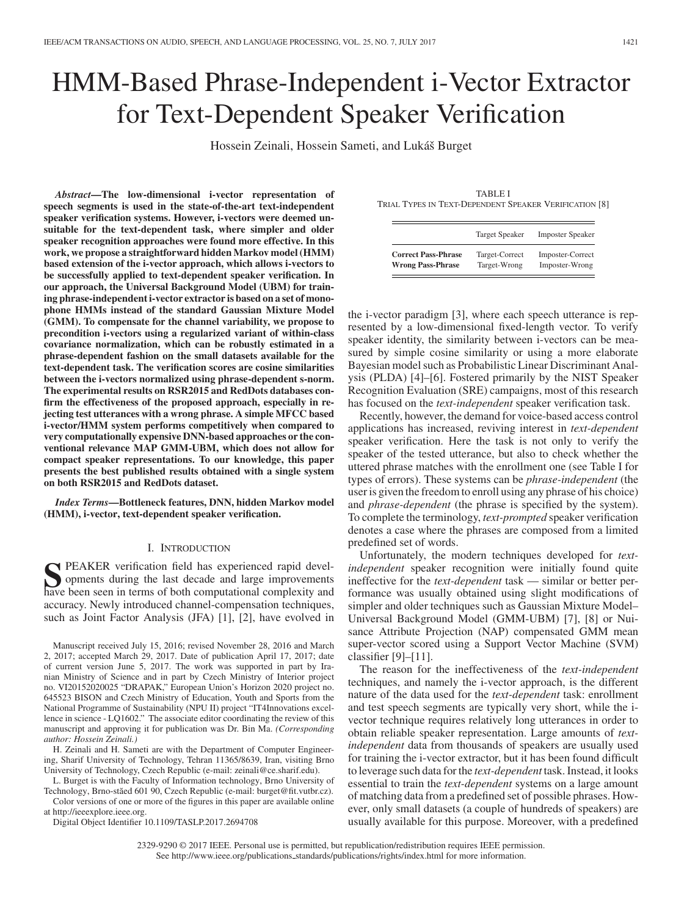# HMM-Based Phrase-Independent i-Vector Extractor for Text-Dependent Speaker Verification

Hossein Zeinali, Hossein Sameti, and Lukáš Burget

***Abstract*—The low-dimensional i-vector representation of speech segments is used in the state-of-the-art text-independent speaker verification systems. However, i-vectors were deemed unsuitable for the text-dependent task, where simpler and older speaker recognition approaches were found more effective. In this work, we propose a straightforward hidden Markov model (HMM) based extension of the i-vector approach, which allows i-vectors to be successfully applied to text-dependent speaker verification. In our approach, the Universal Background Model (UBM) for training phrase-independent i-vector extractor is based on a set of monophone HMMs instead of the standard Gaussian Mixture Model (GMM). To compensate for the channel variability, we propose to precondition i-vectors using a regularized variant of within-class covariance normalization, which can be robustly estimated in a phrase-dependent fashion on the small datasets available for the text-dependent task. The verification scores are cosine similarities between the i-vectors normalized using phrase-dependent s-norm. The experimental results on RSR2015 and RedDots databases confirm the effectiveness of the proposed approach, especially in rejecting test utterances with a wrong phrase. A simple MFCC based i-vector/HMM system performs competitively when compared to very computationally expensive DNN-based approaches or the conventional relevance MAP GMM-UBM, which does not allow for compact speaker representations. To our knowledge, this paper presents the best published results obtained with a single system on both RSR2015 and RedDots dataset.**

***Index Terms*—Bottleneck features, DNN, hidden Markov model (HMM), i-vector, text-dependent speaker verification.**

## I. Introduction

Speaker verification field has experienced rapid developments during the last decade and large improvements have been seen in terms of both computational complexity and accuracy. Newly introduced channel-compensation techniques, such as Joint Factor Analysis (JFA) [1], [2], have evolved in the i-vector paradigm [3], where each speech utterance is represented by a low-dimensional fixed-length vector. To verify speaker identity, the similarity between i-vectors can be measured by simple cosine similarity or using a more elaborate Bayesian model such as Probabilistic Linear Discriminant Analysis (PLDA) [4]–[6]. Fostered primarily by the NIST Speaker Recognition Evaluation (SRE) campaigns, most of this research has focused on the *text-independent* speaker verification task.

Manuscript received July 15, 2016; revised November 28, 2016 and March 2, 2017; accepted March 29, 2017. Date of publication April 17, 2017; date of current version June 5, 2017. The work was supported in part by Iranian Ministry of Science and in part by Czech Ministry of Interior project no. VI20152020025 "DRAPAK," European Union's Horizon 2020 project no. 645523 BISON and Czech Ministry of Education, Youth and Sports from the National Programme of Sustainability (NPU II) project "IT4Innovations excellence in science - LQ1602." The associate editor coordinating the review of this manuscript and approving it for publication was Dr. Bin Ma. *(Corresponding author: Hossein Zeinali.)*

H. Zeinali and H. Sameti are with the Department of Computer Engineering, Sharif University of Technology, Tehran 11365/8639, Iran, visiting Brno University of Technology, Czech Republic (e-mail: zeinali@ce.sharif.edu).

L. Burget is with the Faculty of Information technology, Brno University of Technology, Brno-stäed 601 90, Czech Republic (e-mail: burget@fit.vutbr.cz).

Color versions of one or more of the figures in this paper are available online at http://ieeexplore.ieee.org.

Digital Object Identifier 10.1109/TASLP.2017.2694708

TABLE I
Trial Types in Text-Dependent Speaker Verification [8]

| | Target Speaker | Imposter Speaker |
|---|---|---|
| **Correct Pass-Phrase** | Target-Correct | Imposter-Correct |
| **Wrong Pass-Phrase** | Target-Wrong | Imposter-Wrong |

Recently, however, the demand for voice-based access control applications has increased, reviving interest in *text-dependent* speaker verification. Here the task is not only to verify the speaker of the tested utterance, but also to check whether the uttered phrase matches with the enrollment one (see Table I for types of errors). These systems can be *phrase-independent* (the user is given the freedom to enroll using any phrase of his choice) and *phrase-dependent* (the phrase is specified by the system). To complete the terminology, *text-prompted* speaker verification denotes a case where the phrases are composed from a limited predefined set of words.

Unfortunately, the modern techniques developed for *text-independent* speaker recognition were initially found quite ineffective for the *text-dependent* task — similar or better performance was usually obtained using slight modifications of simpler and older techniques such as Gaussian Mixture Model–Universal Background Model (GMM-UBM) [7], [8] or Nuisance Attribute Projection (NAP) compensated GMM mean super-vector scored using a Support Vector Machine (SVM) classifier [9]–[11].

The reason for the ineffectiveness of the *text-independent* techniques, and namely the i-vector approach, is the different nature of the data used for the *text-dependent* task: enrollment and test speech segments are typically very short, while the i-vector technique requires relatively long utterances in order to obtain reliable speaker representation. Large amounts of *text-independent* data from thousands of speakers are usually used for training the i-vector extractor, but it has been found difficult to leverage such data for the *text-dependent* task. Instead, it looks essential to train the *text-dependent* systems on a large amount of matching data from a predefined set of possible phrases. However, only small datasets (a couple of hundreds of speakers) are usually available for this purpose. Moreover, with a predefined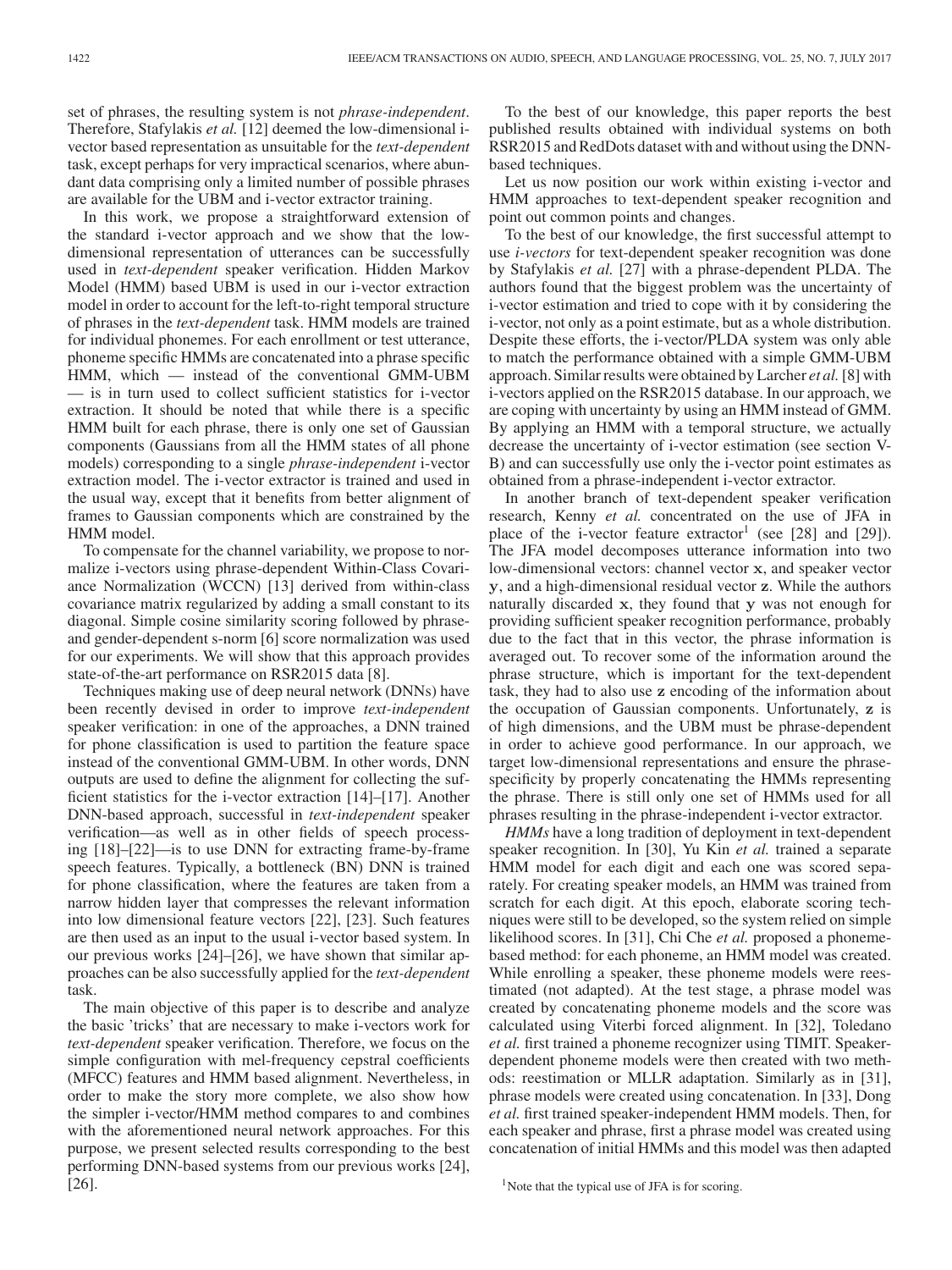set of phrases, the resulting system is not *phrase-independent*. Therefore, Stafylakis *et al.* [12] deemed the low-dimensional i-vector based representation as unsuitable for the *text-dependent* task, except perhaps for very impractical scenarios, where abundant data comprising only a limited number of possible phrases are available for the UBM and i-vector extractor training.

In this work, we propose a straightforward extension of the standard i-vector approach and we show that the low-dimensional representation of utterances can be successfully used in *text-dependent* speaker verification. Hidden Markov Model (HMM) based UBM is used in our i-vector extraction model in order to account for the left-to-right temporal structure of phrases in the *text-dependent* task. HMM models are trained for individual phonemes. For each enrollment or test utterance, phoneme specific HMMs are concatenated into a phrase specific HMM, which — instead of the conventional GMM-UBM — is in turn used to collect sufficient statistics for i-vector extraction. It should be noted that while there is a specific HMM built for each phrase, there is only one set of Gaussian components (Gaussians from all the HMM states of all phone models) corresponding to a single *phrase-independent* i-vector extraction model. The i-vector extractor is trained and used in the usual way, except that it benefits from better alignment of frames to Gaussian components which are constrained by the HMM model.

To compensate for the channel variability, we propose to normalize i-vectors using phrase-dependent Within-Class Covariance Normalization (WCCN) [13] derived from within-class covariance matrix regularized by adding a small constant to its diagonal. Simple cosine similarity scoring followed by phrase- and gender-dependent s-norm [6] score normalization was used for our experiments. We will show that this approach provides state-of-the-art performance on RSR2015 data [8].

Techniques making use of deep neural network (DNNs) have been recently devised in order to improve *text-independent* speaker verification: in one of the approaches, a DNN trained for phone classification is used to partition the feature space instead of the conventional GMM-UBM. In other words, DNN outputs are used to define the alignment for collecting the sufficient statistics for the i-vector extraction [14]–[17]. Another DNN-based approach, successful in *text-independent* speaker verification—as well as in other fields of speech processing [18]–[22]—is to use DNN for extracting frame-by-frame speech features. Typically, a bottleneck (BN) DNN is trained for phone classification, where the features are taken from a narrow hidden layer that compresses the relevant information into low dimensional feature vectors [22], [23]. Such features are then used as an input to the usual i-vector based system. In our previous works [24]–[26], we have shown that similar approaches can be also successfully applied for the *text-dependent* task.

The main objective of this paper is to describe and analyze the basic 'tricks' that are necessary to make i-vectors work for *text-dependent* speaker verification. Therefore, we focus on the simple configuration with mel-frequency cepstral coefficients (MFCC) features and HMM based alignment. Nevertheless, in order to make the story more complete, we also show how the simpler i-vector/HMM method compares to and combines with the aforementioned neural network approaches. For this purpose, we present selected results corresponding to the best performing DNN-based systems from our previous works [24], [26].

To the best of our knowledge, this paper reports the best published results obtained with individual systems on both RSR2015 and RedDots dataset with and without using the DNN-based techniques.

Let us now position our work within existing i-vector and HMM approaches to text-dependent speaker recognition and point out common points and changes.

To the best of our knowledge, the first successful attempt to use *i-vectors* for text-dependent speaker recognition was done by Stafylakis *et al.* [27] with a phrase-dependent PLDA. The authors found that the biggest problem was the uncertainty of i-vector estimation and tried to cope with it by considering the i-vector, not only as a point estimate, but as a whole distribution. Despite these efforts, the i-vector/PLDA system was only able to match the performance obtained with a simple GMM-UBM approach. Similar results were obtained by Larcher *et al.* [8] with i-vectors applied on the RSR2015 database. In our approach, we are coping with uncertainty by using an HMM instead of GMM. By applying an HMM with a temporal structure, we actually decrease the uncertainty of i-vector estimation (see section V-B) and can successfully use only the i-vector point estimates as obtained from a phrase-independent i-vector extractor.

In another branch of text-dependent speaker verification research, Kenny *et al.* concentrated on the use of JFA in place of the i-vector feature extractor[1] (see [28] and [29]). The JFA model decomposes utterance information into two low-dimensional vectors: channel vector $\mathbf{x}$, and speaker vector $\mathbf{y}$, and a high-dimensional residual vector $\mathbf{z}$. While the authors naturally discarded $\mathbf{x}$, they found that $\mathbf{y}$ was not enough for providing sufficient speaker recognition performance, probably due to the fact that in this vector, the phrase information is averaged out. To recover some of the information around the phrase structure, which is important for the text-dependent task, they had to also use $\mathbf{z}$ encoding of the information about the occupation of Gaussian components. Unfortunately, $\mathbf{z}$ is of high dimensions, and the UBM must be phrase-dependent in order to achieve good performance. In our approach, we target low-dimensional representations and ensure the phrase-specificity by properly concatenating the HMMs representing the phrase. There is still only one set of HMMs used for all phrases resulting in the phrase-independent i-vector extractor.

*HMMs* have a long tradition of deployment in text-dependent speaker recognition. In [30], Yu Kin *et al.* trained a separate HMM model for each digit and each one was scored separately. For creating speaker models, an HMM was trained from scratch for each digit. At this epoch, elaborate scoring techniques were still to be developed, so the system relied on simple likelihood scores. In [31], Chi Che *et al.* proposed a phoneme-based method: for each phoneme, an HMM model was created. While enrolling a speaker, these phoneme models were reestimated (not adapted). At the test stage, a phrase model was created by concatenating phoneme models and the score was calculated using Viterbi forced alignment. In [32], Toledano *et al.* first trained a phoneme recognizer using TIMIT. Speaker-dependent phoneme models were then created with two methods: reestimation or MLLR adaptation. Similarly as in [31], phrase models were created using concatenation. In [33], Dong *et al.* first trained speaker-independent HMM models. Then, for each speaker and phrase, first a phrase model was created using concatenation of initial HMMs and this model was then adapted

[1] Note that the typical use of JFA is for scoring.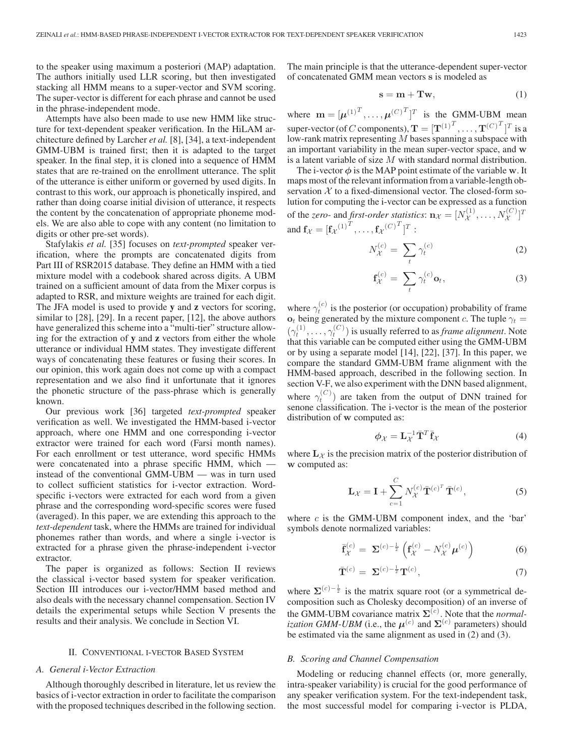to the speaker using maximum a posteriori (MAP) adaptation. The authors initially used LLR scoring, but then investigated stacking all HMM means to a super-vector and SVM scoring. The super-vector is different for each phrase and cannot be used in the phrase-independent mode.

Attempts have also been made to use new HMM like structure for text-dependent speaker verification. In the HiLAM architecture defined by Larcher *et al.* [8], [34], a text-independent GMM-UBM is trained first; then it is adapted to the target speaker. In the final step, it is cloned into a sequence of HMM states that are re-trained on the enrollment utterance. The split of the utterance is either uniform or governed by used digits. In contrast to this work, our approach is phonetically inspired, and rather than doing coarse initial division of utterance, it respects the content by the concatenation of appropriate phoneme models. We are also able to cope with any content (no limitation to digits or other pre-set words).

Stafylakis *et al.* [35] focuses on *text-prompted* speaker verification, where the prompts are concatenated digits from Part III of RSR2015 database. They define an HMM with a tied mixture model with a codebook shared across digits. A UBM trained on a sufficient amount of data from the Mixer corpus is adapted to RSR, and mixture weights are trained for each digit. The JFA model is used to provide **y** and **z** vectors for scoring, similar to [28], [29]. In a recent paper, [12], the above authors have generalized this scheme into a "multi-tier" structure allowing for the extraction of **y** and **z** vectors from either the whole utterance or individual HMM states. They investigate different ways of concatenating these features or fusing their scores. In our opinion, this work again does not come up with a compact representation and we also find it unfortunate that it ignores the phonetic structure of the pass-phrase which is generally known.

Our previous work [36] targeted *text-prompted* speaker verification as well. We investigated the HMM-based i-vector approach, where one HMM and one corresponding i-vector extractor were trained for each word (Farsi month names). For each enrollment or test utterance, word specific HMMs were concatenated into a phrase specific HMM, which — instead of the conventional GMM-UBM — was in turn used to collect sufficient statistics for i-vector extraction. Word-specific i-vectors were extracted for each word from a given phrase and the corresponding word-specific scores were fused (averaged). In this paper, we are extending this approach to the *text-dependent* task, where the HMMs are trained for individual phonemes rather than words, and where a single i-vector is extracted for a phrase given the phrase-independent i-vector extractor.

The paper is organized as follows: Section II reviews the classical i-vector based system for speaker verification. Section III introduces our i-vector/HMM based method and also deals with the necessary channel compensation. Section IV details the experimental setups while Section V presents the results and their analysis. We conclude in Section VI.

## II. Conventional i-vector Based System

### A. General i-Vector Extraction

Although thoroughly described in literature, let us review the basics of i-vector extraction in order to facilitate the comparison with the proposed techniques described in the following section. The main principle is that the utterance-dependent super-vector of concatenated GMM mean vectors $\mathbf{s}$ is modeled as

$$\mathbf{s} = \mathbf{m} + \mathbf{T}\mathbf{w}, \tag{1}$$

where $\mathbf{m} = [\boldsymbol{\mu}^{(1)^T}, \ldots, \boldsymbol{\mu}^{(C)^T}]^T$ is the GMM-UBM mean super-vector (of $C$ components), $\mathbf{T} = [\mathbf{T}^{(1)^T}, \ldots, \mathbf{T}^{(C)^T}]^T$ is a low-rank matrix representing $M$ bases spanning a subspace with an important variability in the mean super-vector space, and $\mathbf{w}$ is a latent variable of size $M$ with standard normal distribution.

The i-vector $\boldsymbol{\phi}$ is the MAP point estimate of the variable $\mathbf{w}$. It maps most of the relevant information from a variable-length observation $\mathcal{X}$ to a fixed-dimensional vector. The closed-form solution for computing the i-vector can be expressed as a function of the *zero-* and *first-order statistics*: $\mathbf{n}_{\mathcal{X}} = [N_{\mathcal{X}}^{(1)}, \ldots, N_{\mathcal{X}}^{(C)}]^T$ and $\mathbf{f}_{\mathcal{X}} = [\mathbf{f}_{\mathcal{X}}^{(1)^T}, \ldots, \mathbf{f}_{\mathcal{X}}^{(C)^T}]^T$ :

$$N_{\mathcal{X}}^{(c)} = \sum_t \gamma_t^{(c)} \tag{2}$$

$$\mathbf{f}_{\mathcal{X}}^{(c)} = \sum_t \gamma_t^{(c)} \mathbf{o}_t, \tag{3}$$

where $\gamma_t^{(c)}$ is the posterior (or occupation) probability of frame $\mathbf{o}_t$ being generated by the mixture component $c$. The tuple $\gamma_t = (\gamma_t^{(1)}, \ldots, \gamma_t^{(C)})$ is usually referred to as *frame alignment*. Note that this variable can be computed either using the GMM-UBM or by using a separate model [14], [22], [37]. In this paper, we compare the standard GMM-UBM frame alignment with the HMM-based approach, described in the following section. In section V-F, we also experiment with the DNN based alignment, where $\gamma_t^{(C)}$) are taken from the output of DNN trained for senone classification. The i-vector is the mean of the posterior distribution of $\mathbf{w}$ computed as:

$$\boldsymbol{\phi}_{\mathcal{X}} = \mathbf{L}_{\mathcal{X}}^{-1} \bar{\mathbf{T}}^T \bar{\mathbf{f}}_{\mathcal{X}} \tag{4}$$

where $\mathbf{L}_{\mathcal{X}}$ is the precision matrix of the posterior distribution of $\mathbf{w}$ computed as:

$$\mathbf{L}_{\mathcal{X}} = \mathbf{I} + \sum_{c=1}^{C} N_{\mathcal{X}}^{(c)} \bar{\mathbf{T}}^{(c)^T} \bar{\mathbf{T}}^{(c)}, \tag{5}$$

where $c$ is the GMM-UBM component index, and the 'bar' symbols denote normalized variables:

$$\bar{\mathbf{f}}_{\mathcal{X}}^{(c)} = \boldsymbol{\Sigma}^{(c)^{-\frac{1}{2}}} \left( \mathbf{f}_{\mathcal{X}}^{(c)} - N_{\mathcal{X}}^{(c)} \boldsymbol{\mu}^{(c)} \right) \tag{6}$$

$$\bar{\mathbf{T}}^{(c)} = \boldsymbol{\Sigma}^{(c)^{-\frac{1}{2}}} \mathbf{T}^{(c)}, \tag{7}$$

where $\boldsymbol{\Sigma}^{(c)^{-\frac{1}{2}}}$ is the matrix square root (or a symmetrical decomposition such as Cholesky decomposition) of an inverse of the GMM-UBM covariance matrix $\boldsymbol{\Sigma}^{(c)}$. Note that the *normalization GMM-UBM* (i.e., the $\boldsymbol{\mu}^{(c)}$ and $\boldsymbol{\Sigma}^{(c)}$ parameters) should be estimated via the same alignment as used in (2) and (3).

### B. Scoring and Channel Compensation

Modeling or reducing channel effects (or, more generally, intra-speaker variability) is crucial for the good performance of any speaker verification system. For the text-independent task, the most successful model for comparing i-vector is PLDA,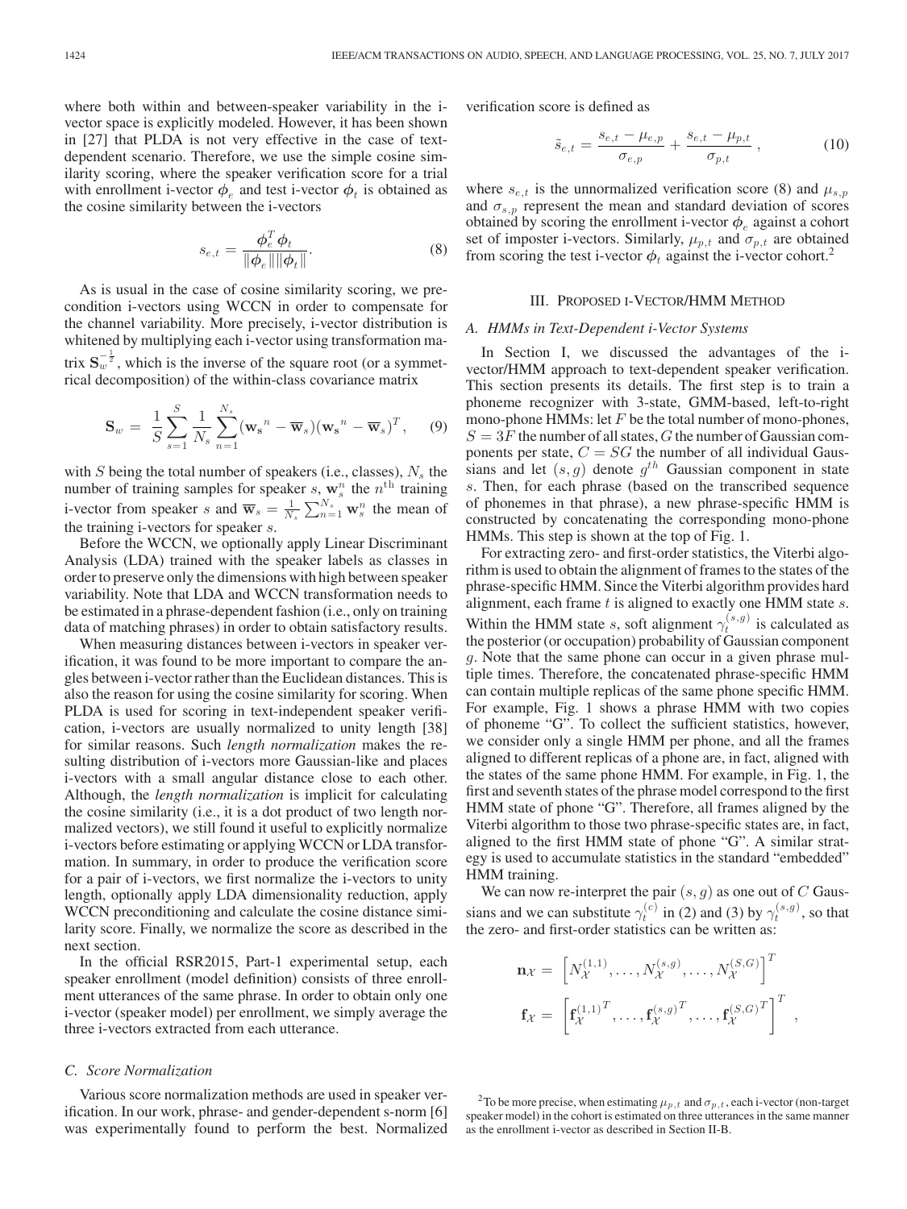where both within and between-speaker variability in the i-vector space is explicitly modeled. However, it has been shown in [27] that PLDA is not very effective in the case of text-dependent scenario. Therefore, we use the simple cosine similarity scoring, where the speaker verification score for a trial with enrollment i-vector $\boldsymbol{\phi}_e$ and test i-vector $\boldsymbol{\phi}_t$ is obtained as the cosine similarity between the i-vectors

$$s_{e,t} = \frac{\boldsymbol{\phi}_e^T \boldsymbol{\phi}_t}{\|\boldsymbol{\phi}_e\| \|\boldsymbol{\phi}_t\|}. \tag{8}$$

As is usual in the case of cosine similarity scoring, we precondition i-vectors using WCCN in order to compensate for the channel variability. More precisely, i-vector distribution is whitened by multiplying each i-vector using transformation matrix $\mathbf{S}_w^{-\frac{1}{2}}$, which is the inverse of the square root (or a symmetrical decomposition) of the within-class covariance matrix

$$\mathbf{S}_w = \frac{1}{S} \sum_{s=1}^{S} \frac{1}{N_s} \sum_{n=1}^{N_s} (\mathbf{w_s}^n - \overline{\mathbf{w}}_s)(\mathbf{w_s}^n - \overline{\mathbf{w}}_s)^T, \tag{9}$$

with $S$ being the total number of speakers (i.e., classes), $N_s$ the number of training samples for speaker $s$, $\mathbf{w}_s^n$ the $n^{\text{th}}$ training i-vector from speaker $s$ and $\overline{\mathbf{w}}_s = \frac{1}{N_s} \sum_{n=1}^{N_s} \mathbf{w}_s^n$ the mean of the training i-vectors for speaker $s$.

Before the WCCN, we optionally apply Linear Discriminant Analysis (LDA) trained with the speaker labels as classes in order to preserve only the dimensions with high between speaker variability. Note that LDA and WCCN transformation needs to be estimated in a phrase-dependent fashion (i.e., only on training data of matching phrases) in order to obtain satisfactory results.

When measuring distances between i-vectors in speaker verification, it was found to be more important to compare the angles between i-vector rather than the Euclidean distances. This is also the reason for using the cosine similarity for scoring. When PLDA is used for scoring in text-independent speaker verification, i-vectors are usually normalized to unity length [38] for similar reasons. Such *length normalization* makes the resulting distribution of i-vectors more Gaussian-like and places i-vectors with a small angular distance close to each other. Although, the *length normalization* is implicit for calculating the cosine similarity (i.e., it is a dot product of two length normalized vectors), we still found it useful to explicitly normalize i-vectors before estimating or applying WCCN or LDA transformation. In summary, in order to produce the verification score for a pair of i-vectors, we first normalize the i-vectors to unity length, optionally apply LDA dimensionality reduction, apply WCCN preconditioning and calculate the cosine distance similarity score. Finally, we normalize the score as described in the next section.

In the official RSR2015, Part-1 experimental setup, each speaker enrollment (model definition) consists of three enrollment utterances of the same phrase. In order to obtain only one i-vector (speaker model) per enrollment, we simply average the three i-vectors extracted from each utterance.

### C. Score Normalization

Various score normalization methods are used in speaker verification. In our work, phrase- and gender-dependent s-norm [6] was experimentally found to perform the best. Normalized verification score is defined as

$$\tilde{s}_{e,t} = \frac{s_{e,t} - \mu_{e,p}}{\sigma_{e,p}} + \frac{s_{e,t} - \mu_{p,t}}{\sigma_{p,t}}, \tag{10}$$

where $s_{e,t}$ is the unnormalized verification score (8) and $\mu_{s,p}$ and $\sigma_{s,p}$ represent the mean and standard deviation of scores obtained by scoring the enrollment i-vector $\boldsymbol{\phi}_e$ against a cohort set of imposter i-vectors. Similarly, $\mu_{p,t}$ and $\sigma_{p,t}$ are obtained from scoring the test i-vector $\boldsymbol{\phi}_t$ against the i-vector cohort.[2]

## III. Proposed i-Vector/HMM Method

### A. HMMs in Text-Dependent i-Vector Systems

In Section I, we discussed the advantages of the i-vector/HMM approach to text-dependent speaker verification. This section presents its details. The first step is to train a phoneme recognizer with 3-state, GMM-based, left-to-right mono-phone HMMs: let $F$ be the total number of mono-phones, $S = 3F$ the number of all states, $G$ the number of Gaussian components per state, $C = SG$ the number of all individual Gaussians and let $(s, g)$ denote $g^{th}$ Gaussian component in state $s$. Then, for each phrase (based on the transcribed sequence of phonemes in that phrase), a new phrase-specific HMM is constructed by concatenating the corresponding mono-phone HMMs. This step is shown at the top of Fig. 1.

For extracting zero- and first-order statistics, the Viterbi algorithm is used to obtain the alignment of frames to the states of the phrase-specific HMM. Since the Viterbi algorithm provides hard alignment, each frame $t$ is aligned to exactly one HMM state $s$. Within the HMM state $s$, soft alignment $\gamma_t^{(s,g)}$ is calculated as the posterior (or occupation) probability of Gaussian component $g$. Note that the same phone can occur in a given phrase multiple times. Therefore, the concatenated phrase-specific HMM can contain multiple replicas of the same phone specific HMM. For example, Fig. 1 shows a phrase HMM with two copies of phoneme "G". To collect the sufficient statistics, however, we consider only a single HMM per phone, and all the frames aligned to different replicas of a phone are, in fact, aligned with the states of the same phone HMM. For example, in Fig. 1, the first and seventh states of the phrase model correspond to the first HMM state of phone "G". Therefore, all frames aligned by the Viterbi algorithm to those two phrase-specific states are, in fact, aligned to the first HMM state of phone "G". A similar strategy is used to accumulate statistics in the standard "embedded" HMM training.

We can now re-interpret the pair $(s, g)$ as one out of $C$ Gaussians and we can substitute $\gamma_t^{(c)}$ in (2) and (3) by $\gamma_t^{(s,g)}$, so that the zero- and first-order statistics can be written as:

$$\mathbf{n}_{\mathcal{X}} = \left[ N_{\mathcal{X}}^{(1,1)}, \ldots, N_{\mathcal{X}}^{(s,g)}, \ldots, N_{\mathcal{X}}^{(S,G)} \right]^T$$

$$\mathbf{f}_{\mathcal{X}} = \left[ \mathbf{f}_{\mathcal{X}}^{(1,1)^T}, \ldots, \mathbf{f}_{\mathcal{X}}^{(s,g)^T}, \ldots, \mathbf{f}_{\mathcal{X}}^{(S,G)^T} \right]^T,$$

[2] To be more precise, when estimating $\mu_{p,t}$ and $\sigma_{p,t}$, each i-vector (non-target speaker model) in the cohort is estimated on three utterances in the same manner as the enrollment i-vector as described in Section II-B.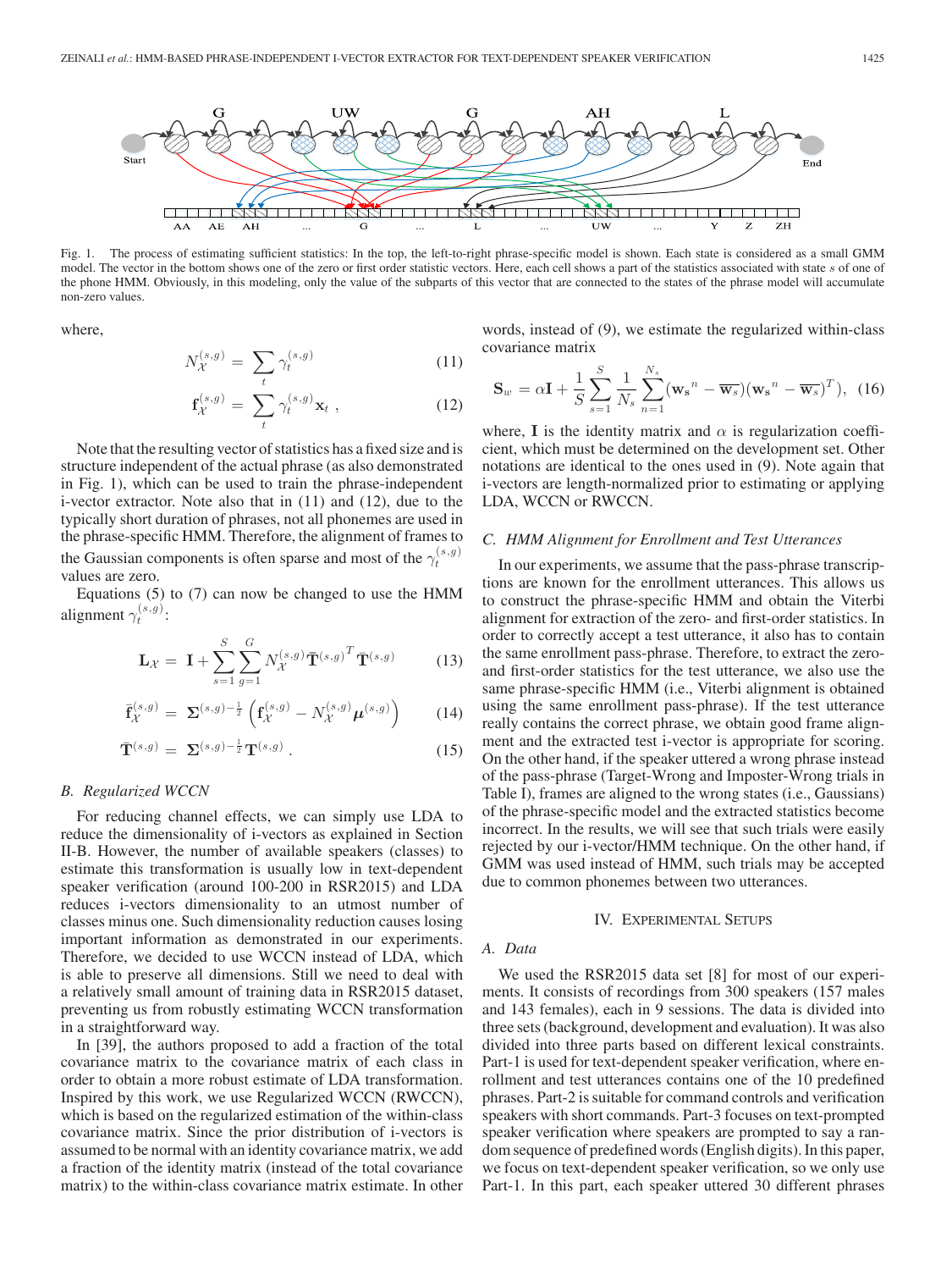Fig. 1. The process of estimating sufficient statistics: In the top, the left-to-right phrase-specific model is shown. Each state is considered as a small GMM model. The vector in the bottom shows one of the zero or first order statistic vectors. Here, each cell shows a part of the statistics associated with state $s$ of one of the phone HMM. Obviously, in this modeling, only the value of the subparts of this vector that are connected to the states of the phrase model will accumulate non-zero values.

where,

$$N_{\mathcal{X}}^{(s,g)} = \sum_t \gamma_t^{(s,g)} \tag{11}$$

$$\mathbf{f}_{\mathcal{X}}^{(s,g)} = \sum_t \gamma_t^{(s,g)} \mathbf{x}_t \ , \tag{12}$$

Note that the resulting vector of statistics has a fixed size and is structure independent of the actual phrase (as also demonstrated in Fig. 1), which can be used to train the phrase-independent i-vector extractor. Note also that in (11) and (12), due to the typically short duration of phrases, not all phonemes are used in the phrase-specific HMM. Therefore, the alignment of frames to the Gaussian components is often sparse and most of the $\gamma_t^{(s,g)}$ values are zero.

Equations (5) to (7) can now be changed to use the HMM alignment $\gamma_t^{(s,g)}$:

$$\mathbf{L}_{\mathcal{X}} = \mathbf{I} + \sum_{s=1}^{S} \sum_{g=1}^{G} N_{\mathcal{X}}^{(s,g)} \bar{\mathbf{T}}^{(s,g)^T} \bar{\mathbf{T}}^{(s,g)} \tag{13}$$

$$\bar{\mathbf{f}}_{\mathcal{X}}^{(s,g)} = \mathbf{\Sigma}^{(s,g)-\frac{1}{2}} \left( \mathbf{f}_{\mathcal{X}}^{(s,g)} - N_{\mathcal{X}}^{(s,g)} \boldsymbol{\mu}^{(s,g)} \right) \tag{14}$$

$$\bar{\mathbf{T}}^{(s,g)} = \mathbf{\Sigma}^{(s,g)-\frac{1}{2}} \mathbf{T}^{(s,g)} \ . \tag{15}$$

### B. Regularized WCCN

For reducing channel effects, we can simply use LDA to reduce the dimensionality of i-vectors as explained in Section II-B. However, the number of available speakers (classes) to estimate this transformation is usually low in text-dependent speaker verification (around 100-200 in RSR2015) and LDA reduces i-vectors dimensionality to an utmost number of classes minus one. Such dimensionality reduction causes losing important information as demonstrated in our experiments. Therefore, we decided to use WCCN instead of LDA, which is able to preserve all dimensions. Still we need to deal with a relatively small amount of training data in RSR2015 dataset, preventing us from robustly estimating WCCN transformation in a straightforward way.

In [39], the authors proposed to add a fraction of the total covariance matrix to the covariance matrix of each class in order to obtain a more robust estimate of LDA transformation. Inspired by this work, we use Regularized WCCN (RWCCN), which is based on the regularized estimation of the within-class covariance matrix. Since the prior distribution of i-vectors is assumed to be normal with an identity covariance matrix, we add a fraction of the identity matrix (instead of the total covariance matrix) to the within-class covariance matrix estimate. In other words, instead of (9), we estimate the regularized within-class covariance matrix

$$\mathbf{S}_w = \alpha \mathbf{I} + \frac{1}{S} \sum_{s=1}^{S} \frac{1}{N_s} \sum_{n=1}^{N_s} (\mathbf{w_s}^n - \overline{\mathbf{w}_s})(\mathbf{w_s}^n - \overline{\mathbf{w}_s})^T), \tag{16}$$

where, $\mathbf{I}$ is the identity matrix and $\alpha$ is regularization coefficient, which must be determined on the development set. Other notations are identical to the ones used in (9). Note again that i-vectors are length-normalized prior to estimating or applying LDA, WCCN or RWCCN.

### C. HMM Alignment for Enrollment and Test Utterances

In our experiments, we assume that the pass-phrase transcriptions are known for the enrollment utterances. This allows us to construct the phrase-specific HMM and obtain the Viterbi alignment for extraction of the zero- and first-order statistics. In order to correctly accept a test utterance, it also has to contain the same enrollment pass-phrase. Therefore, to extract the zero- and first-order statistics for the test utterance, we also use the same phrase-specific HMM (i.e., Viterbi alignment is obtained using the same enrollment pass-phrase). If the test utterance really contains the correct phrase, we obtain good frame alignment and the extracted test i-vector is appropriate for scoring. On the other hand, if the speaker uttered a wrong phrase instead of the pass-phrase (Target-Wrong and Imposter-Wrong trials in Table I), frames are aligned to the wrong states (i.e., Gaussians) of the phrase-specific model and the extracted statistics become incorrect. In the results, we will see that such trials were easily rejected by our i-vector/HMM technique. On the other hand, if GMM was used instead of HMM, such trials may be accepted due to common phonemes between two utterances.

## IV. Experimental Setups

### A. Data

We used the RSR2015 data set [8] for most of our experiments. It consists of recordings from 300 speakers (157 males and 143 females), each in 9 sessions. The data is divided into three sets (background, development and evaluation). It was also divided into three parts based on different lexical constraints. Part-1 is used for text-dependent speaker verification, where enrollment and test utterances contains one of the 10 predefined phrases. Part-2 is suitable for command controls and verification speakers with short commands. Part-3 focuses on text-prompted speaker verification where speakers are prompted to say a random sequence of predefined words (English digits). In this paper, we focus on text-dependent speaker verification, so we only use Part-1. In this part, each speaker uttered 30 different phrases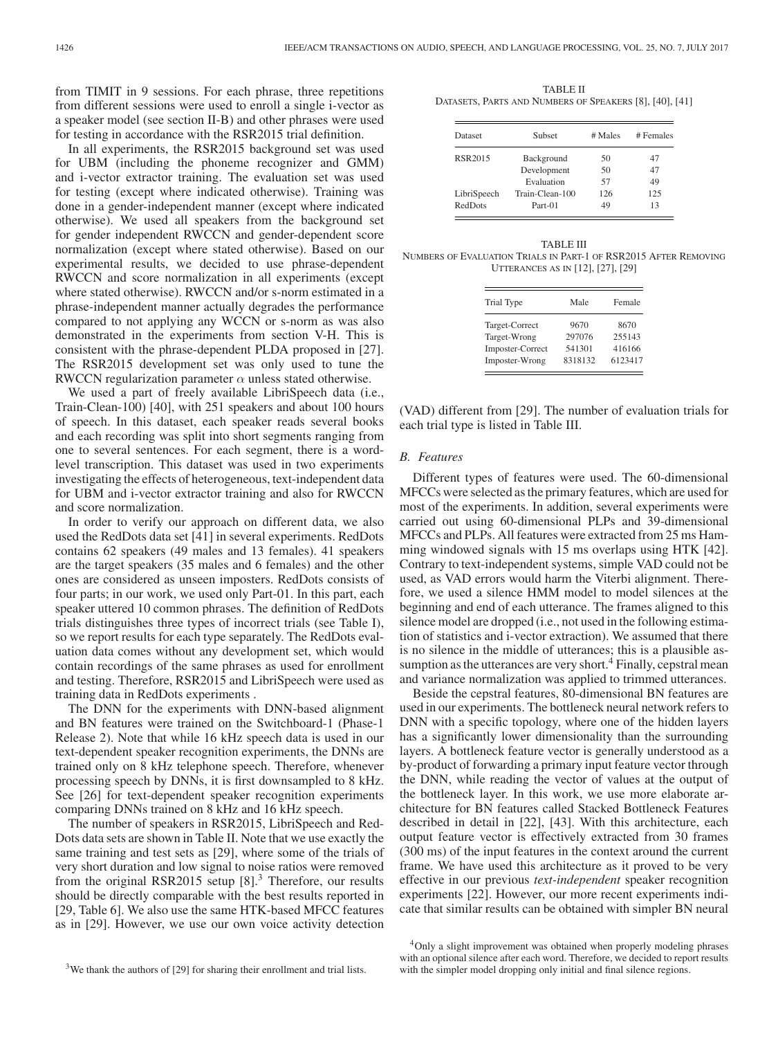from TIMIT in 9 sessions. For each phrase, three repetitions from different sessions were used to enroll a single i-vector as a speaker model (see section II-B) and other phrases were used for testing in accordance with the RSR2015 trial definition.

In all experiments, the RSR2015 background set was used for UBM (including the phoneme recognizer and GMM) and i-vector extractor training. The evaluation set was used for testing (except where indicated otherwise). Training was done in a gender-independent manner (except where indicated otherwise). We used all speakers from the background set for gender independent RWCCN and gender-dependent score normalization (except where stated otherwise). Based on our experimental results, we decided to use phrase-dependent RWCCN and score normalization in all experiments (except where stated otherwise). RWCCN and/or s-norm estimated in a phrase-independent manner actually degrades the performance compared to not applying any WCCN or s-norm as was also demonstrated in the experiments from section V-H. This is consistent with the phrase-dependent PLDA proposed in [27]. The RSR2015 development set was only used to tune the RWCCN regularization parameter $\alpha$ unless stated otherwise.

We used a part of freely available LibriSpeech data (i.e., Train-Clean-100) [40], with 251 speakers and about 100 hours of speech. In this dataset, each speaker reads several books and each recording was split into short segments ranging from one to several sentences. For each segment, there is a word-level transcription. This dataset was used in two experiments investigating the effects of heterogeneous, text-independent data for UBM and i-vector extractor training and also for RWCCN and score normalization.

In order to verify our approach on different data, we also used the RedDots data set [41] in several experiments. RedDots contains 62 speakers (49 males and 13 females). 41 speakers are the target speakers (35 males and 6 females) and the other ones are considered as unseen imposters. RedDots consists of four parts; in our work, we used only Part-01. In this part, each speaker uttered 10 common phrases. The definition of RedDots trials distinguishes three types of incorrect trials (see Table I), so we report results for each type separately. The RedDots evaluation data comes without any development set, which would contain recordings of the same phrases as used for enrollment and testing. Therefore, RSR2015 and LibriSpeech were used as training data in RedDots experiments .

The DNN for the experiments with DNN-based alignment and BN features were trained on the Switchboard-1 (Phase-1 Release 2). Note that while 16 kHz speech data is used in our text-dependent speaker recognition experiments, the DNNs are trained only on 8 kHz telephone speech. Therefore, whenever processing speech by DNNs, it is first downsampled to 8 kHz. See [26] for text-dependent speaker recognition experiments comparing DNNs trained on 8 kHz and 16 kHz speech.

The number of speakers in RSR2015, LibriSpeech and RedDots data sets are shown in Table II. Note that we use exactly the same training and test sets as [29], where some of the trials of very short duration and low signal to noise ratios were removed from the original RSR2015 setup [8].[3] Therefore, our results should be directly comparable with the best results reported in [29, Table 6]. We also use the same HTK-based MFCC features as in [29]. However, we use our own voice activity detection (VAD) different from [29]. The number of evaluation trials for each trial type is listed in Table III.

TABLE II
DATASETS, PARTS AND NUMBERS OF SPEAKERS [8], [40], [41]

| Dataset | Subset | # Males | # Females |
|---|---|---|---|
| RSR2015 | Background | 50 | 47 |
| | Development | 50 | 47 |
| | Evaluation | 57 | 49 |
| LibriSpeech | Train-Clean-100 | 126 | 125 |
| RedDots | Part-01 | 49 | 13 |

TABLE III
NUMBERS OF EVALUATION TRIALS IN PART-1 OF RSR2015 AFTER REMOVING UTTERANCES AS IN [12], [27], [29]

| Trial Type | Male | Female |
|---|---|---|
| Target-Correct | 9670 | 8670 |
| Target-Wrong | 297076 | 255143 |
| Imposter-Correct | 541301 | 416166 |
| Imposter-Wrong | 8318132 | 6123417 |

### B. Features

Different types of features were used. The 60-dimensional MFCCs were selected as the primary features, which are used for most of the experiments. In addition, several experiments were carried out using 60-dimensional PLPs and 39-dimensional MFCCs and PLPs. All features were extracted from 25 ms Hamming windowed signals with 15 ms overlaps using HTK [42]. Contrary to text-independent systems, simple VAD could not be used, as VAD errors would harm the Viterbi alignment. Therefore, we used a silence HMM model to model silences at the beginning and end of each utterance. The frames aligned to this silence model are dropped (i.e., not used in the following estimation of statistics and i-vector extraction). We assumed that there is no silence in the middle of utterances; this is a plausible assumption as the utterances are very short.[4] Finally, cepstral mean and variance normalization was applied to trimmed utterances.

Beside the cepstral features, 80-dimensional BN features are used in our experiments. The bottleneck neural network refers to DNN with a specific topology, where one of the hidden layers has a significantly lower dimensionality than the surrounding layers. A bottleneck feature vector is generally understood as a by-product of forwarding a primary input feature vector through the DNN, while reading the vector of values at the output of the bottleneck layer. In this work, we use more elaborate architecture for BN features called Stacked Bottleneck Features described in detail in [22], [43]. With this architecture, each output feature vector is effectively extracted from 30 frames (300 ms) of the input features in the context around the current frame. We have used this architecture as it proved to be very effective in our previous *text-independent* speaker recognition experiments [22]. However, our more recent experiments indicate that similar results can be obtained with simpler BN neural

[3] We thank the authors of [29] for sharing their enrollment and trial lists.

[4] Only a slight improvement was obtained when properly modeling phrases with an optional silence after each word. Therefore, we decided to report results with the simpler model dropping only initial and final silence regions.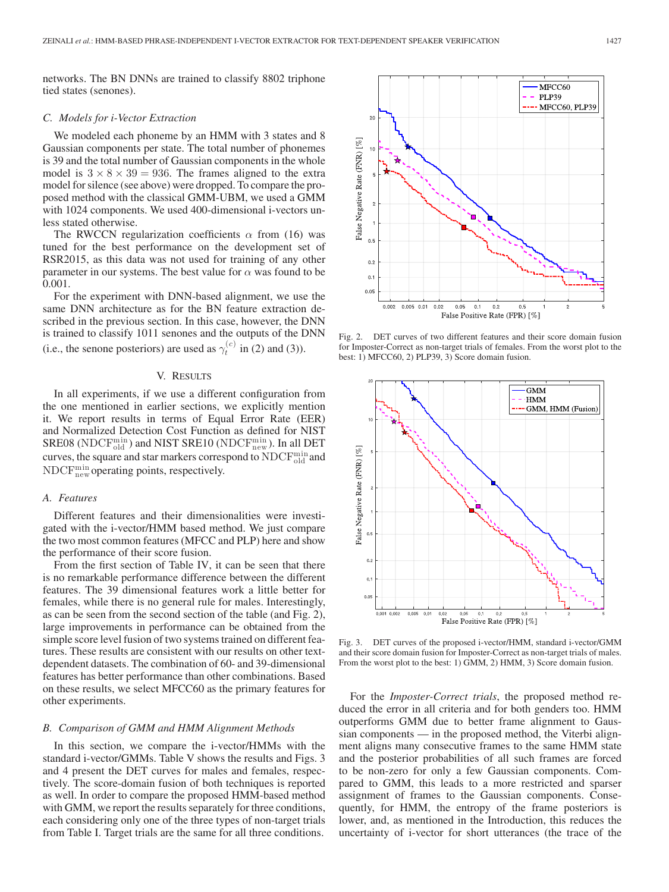networks. The BN DNNs are trained to classify 8802 triphone tied states (senones).

### C. Models for i-Vector Extraction

We modeled each phoneme by an HMM with 3 states and 8 Gaussian components per state. The total number of phonemes is 39 and the total number of Gaussian components in the whole model is $3 \times 8 \times 39 = 936$. The frames aligned to the extra model for silence (see above) were dropped. To compare the proposed method with the classical GMM-UBM, we used a GMM with 1024 components. We used 400-dimensional i-vectors unless stated otherwise.

The RWCCN regularization coefficients $\alpha$ from (16) was tuned for the best performance on the development set of RSR2015, as this data was not used for training of any other parameter in our systems. The best value for $\alpha$ was found to be 0.001.

For the experiment with DNN-based alignment, we use the same DNN architecture as for the BN feature extraction described in the previous section. In this case, however, the DNN is trained to classify 1011 senones and the outputs of the DNN (i.e., the senone posteriors) are used as $\gamma_t^{(c)}$ in (2) and (3)).

## V. Results

In all experiments, if we use a different configuration from the one mentioned in earlier sections, we explicitly mention it. We report results in terms of Equal Error Rate (EER) and Normalized Detection Cost Function as defined for NIST SRE08 ($\text{NDCF}_{\text{old}}^{\text{min}}$) and NIST SRE10 ($\text{NDCF}_{\text{new}}^{\text{min}}$). In all DET curves, the square and star markers correspond to $\text{NDCF}_{\text{old}}^{\text{min}}$ and $\text{NDCF}_{\text{new}}^{\text{min}}$ operating points, respectively.

### A. Features

Different features and their dimensionalities were investigated with the i-vector/HMM based method. We just compare the two most common features (MFCC and PLP) here and show the performance of their score fusion.

From the first section of Table IV, it can be seen that there is no remarkable performance difference between the different features. The 39 dimensional features work a little better for females, while there is no general rule for males. Interestingly, as can be seen from the second section of the table (and Fig. 2), large improvements in performance can be obtained from the simple score level fusion of two systems trained on different features. These results are consistent with our results on other text-dependent datasets. The combination of 60- and 39-dimensional features has better performance than other combinations. Based on these results, we select MFCC60 as the primary features for other experiments.

### B. Comparison of GMM and HMM Alignment Methods

In this section, we compare the i-vector/HMMs with the standard i-vector/GMMs. Table V shows the results and Figs. 3 and 4 present the DET curves for males and females, respectively. The score-domain fusion of both techniques is reported as well. In order to compare the proposed HMM-based method with GMM, we report the results separately for three conditions, each considering only one of the three types of non-target trials from Table I. Target trials are the same for all three conditions.

Fig. 2. DET curves of two different features and their score domain fusion for Imposter-Correct as non-target trials of females. From the worst plot to the best: 1) MFCC60, 2) PLP39, 3) Score domain fusion.

Fig. 3. DET curves of the proposed i-vector/HMM, standard i-vector/GMM and their score domain fusion for Imposter-Correct as non-target trials of males. From the worst plot to the best: 1) GMM, 2) HMM, 3) Score domain fusion.

For the *Imposter-Correct trials*, the proposed method reduced the error in all criteria and for both genders too. HMM outperforms GMM due to better frame alignment to Gaussian components — in the proposed method, the Viterbi alignment aligns many consecutive frames to the same HMM state and the posterior probabilities of all such frames are forced to be non-zero for only a few Gaussian components. Compared to GMM, this leads to a more restricted and sparser assignment of frames to the Gaussian components. Consequently, for HMM, the entropy of the frame posteriors is lower, and, as mentioned in the Introduction, this reduces the uncertainty of i-vector for short utterances (the trace of the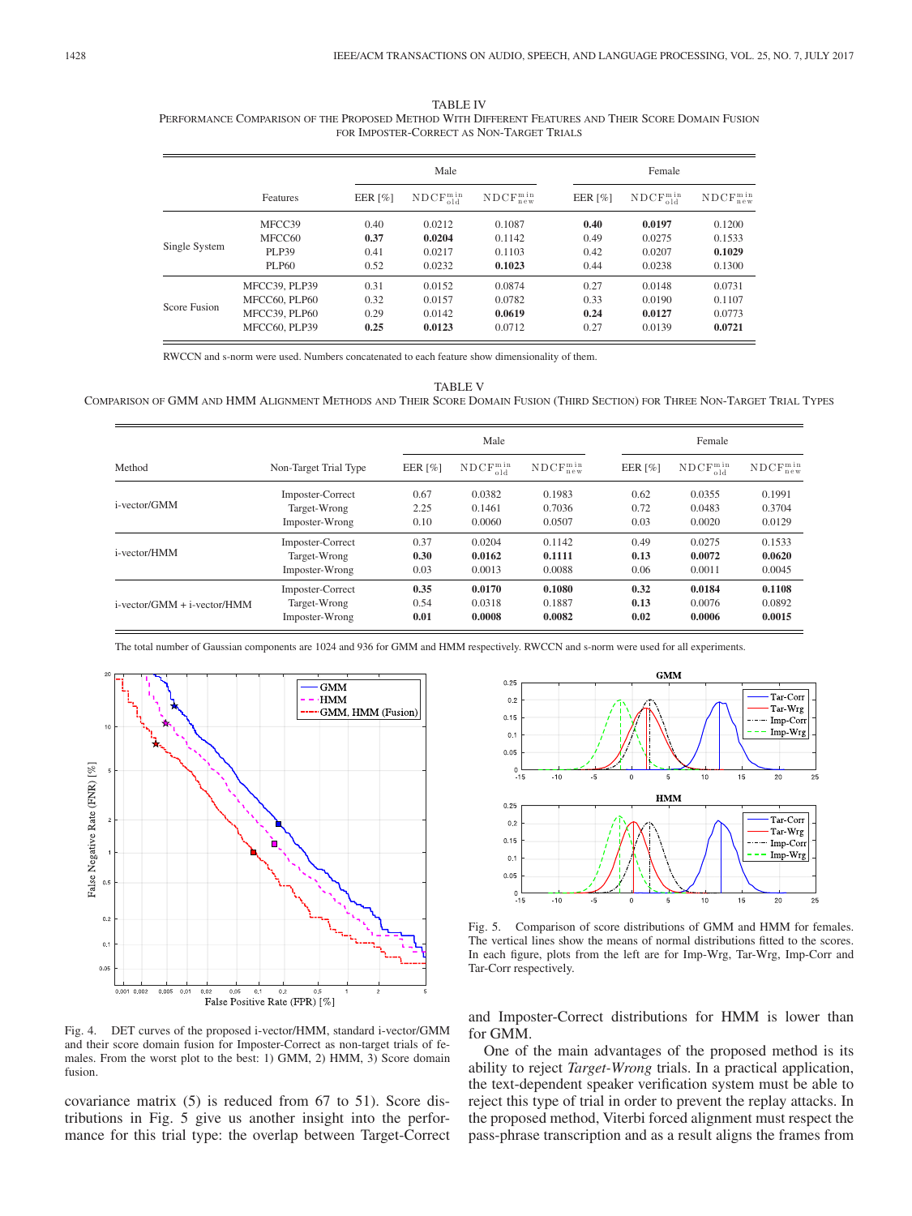TABLE IV
PERFORMANCE COMPARISON OF THE PROPOSED METHOD WITH DIFFERENT FEATURES AND THEIR SCORE DOMAIN FUSION FOR IMPOSTER-CORRECT AS NON-TARGET TRIALS

| | Features | Male | | | Female | | |
|---|---|---|---|---|---|---|---|
| | | EER [%] | $\mathrm{NDCF}_{\mathrm{old}}^{\mathrm{min}}$ | $\mathrm{NDCF}_{\mathrm{new}}^{\mathrm{min}}$ | EER [%] | $\mathrm{NDCF}_{\mathrm{old}}^{\mathrm{min}}$ | $\mathrm{NDCF}_{\mathrm{new}}^{\mathrm{min}}$ |
| Single System | MFCC39 | 0.40 | 0.0212 | 0.1087 | **0.40** | **0.0197** | 0.1200 |
| | MFCC60 | **0.37** | **0.0204** | 0.1142 | 0.49 | 0.0275 | 0.1533 |
| | PLP39 | 0.41 | 0.0217 | 0.1103 | 0.42 | 0.0207 | **0.1029** |
| | PLP60 | 0.52 | 0.0232 | **0.1023** | 0.44 | 0.0238 | 0.1300 |
| Score Fusion | MFCC39, PLP39 | 0.31 | 0.0152 | 0.0874 | 0.27 | 0.0148 | 0.0731 |
| | MFCC60, PLP60 | 0.32 | 0.0157 | 0.0782 | 0.33 | 0.0190 | 0.1107 |
| | MFCC39, PLP60 | 0.29 | 0.0142 | **0.0619** | **0.24** | **0.0127** | 0.0773 |
| | MFCC60, PLP39 | **0.25** | **0.0123** | 0.0712 | 0.27 | 0.0139 | **0.0721** |

RWCCN and s-norm were used. Numbers concatenated to each feature show dimensionality of them.

TABLE V
COMPARISON OF GMM AND HMM ALIGNMENT METHODS AND THEIR SCORE DOMAIN FUSION (THIRD SECTION) FOR THREE NON-TARGET TRIAL TYPES

| Method | Non-Target Trial Type | Male | | | Female | | |
|---|---|---|---|---|---|---|---|
| | | EER [%] | $\mathrm{NDCF}_{\mathrm{old}}^{\mathrm{min}}$ | $\mathrm{NDCF}_{\mathrm{new}}^{\mathrm{min}}$ | EER [%] | $\mathrm{NDCF}_{\mathrm{old}}^{\mathrm{min}}$ | $\mathrm{NDCF}_{\mathrm{new}}^{\mathrm{min}}$ |
| i-vector/GMM | Imposter-Correct | 0.67 | 0.0382 | 0.1983 | 0.62 | 0.0355 | 0.1991 |
| | Target-Wrong | 2.25 | 0.1461 | 0.7036 | 0.72 | 0.0483 | 0.3704 |
| | Imposter-Wrong | 0.10 | 0.0060 | 0.0507 | 0.03 | 0.0020 | 0.0129 |
| i-vector/HMM | Imposter-Correct | 0.37 | 0.0204 | 0.1142 | 0.49 | 0.0275 | 0.1533 |
| | Target-Wrong | **0.30** | **0.0162** | **0.1111** | **0.13** | **0.0072** | **0.0620** |
| | Imposter-Wrong | 0.03 | 0.0013 | 0.0088 | 0.06 | 0.0011 | 0.0045 |
| i-vector/GMM + i-vector/HMM | Imposter-Correct | **0.35** | **0.0170** | **0.1080** | **0.32** | **0.0184** | **0.1108** |
| | Target-Wrong | 0.54 | 0.0318 | 0.1887 | **0.13** | 0.0076 | 0.0892 |
| | Imposter-Wrong | **0.01** | **0.0008** | **0.0082** | **0.02** | **0.0006** | **0.0015** |

The total number of Gaussian components are 1024 and 936 for GMM and HMM respectively. RWCCN and s-norm were used for all experiments.

Fig. 4. DET curves of the proposed i-vector/HMM, standard i-vector/GMM and their score domain fusion for Imposter-Correct as non-target trials of females. From the worst plot to the best: 1) GMM, 2) HMM, 3) Score domain fusion.

Fig. 5. Comparison of score distributions of GMM and HMM for females. The vertical lines show the means of normal distributions fitted to the scores. In each figure, plots from the left are for Imp-Wrg, Tar-Wrg, Imp-Corr and Tar-Corr respectively.

covariance matrix (5) is reduced from 67 to 51). Score distributions in Fig. 5 give us another insight into the performance for this trial type: the overlap between Target-Correct and Imposter-Correct distributions for HMM is lower than for GMM.

One of the main advantages of the proposed method is its ability to reject *Target-Wrong* trials. In a practical application, the text-dependent speaker verification system must be able to reject this type of trial in order to prevent the replay attacks. In the proposed method, Viterbi forced alignment must respect the pass-phrase transcription and as a result aligns the frames from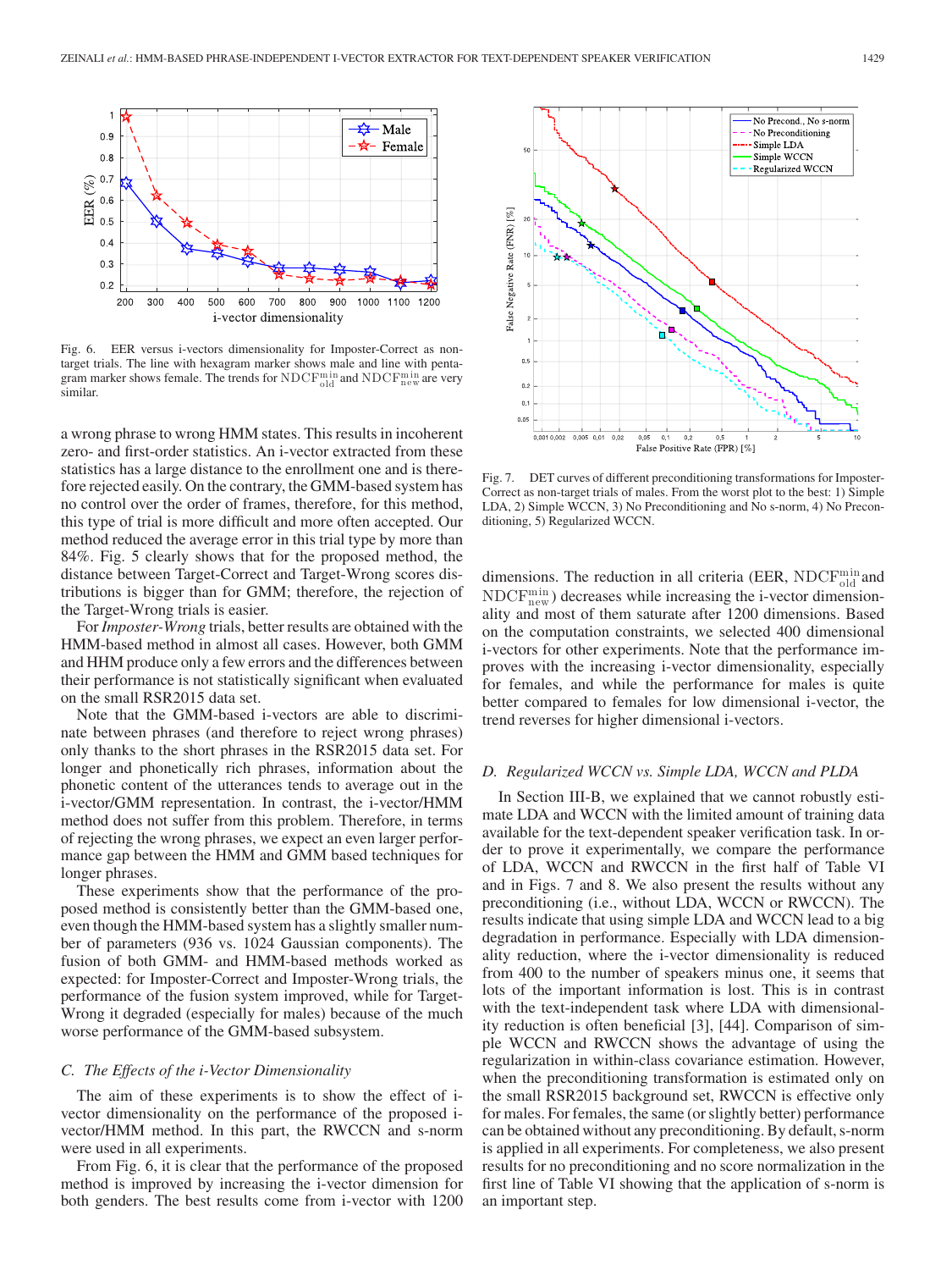Fig. 6. EER versus i-vectors dimensionality for Imposter-Correct as non-target trials. The line with hexagram marker shows male and line with pentagram marker shows female. The trends for $\mathrm{NDCF}_{\mathrm{old}}^{\mathrm{min}}$ and $\mathrm{NDCF}_{\mathrm{new}}^{\mathrm{min}}$ are very similar.

a wrong phrase to wrong HMM states. This results in incoherent zero- and first-order statistics. An i-vector extracted from these statistics has a large distance to the enrollment one and is therefore rejected easily. On the contrary, the GMM-based system has no control over the order of frames, therefore, for this method, this type of trial is more difficult and more often accepted. Our method reduced the average error in this trial type by more than 84%. Fig. 5 clearly shows that for the proposed method, the distance between Target-Correct and Target-Wrong scores distributions is bigger than for GMM; therefore, the rejection of the Target-Wrong trials is easier.

For *Imposter-Wrong* trials, better results are obtained with the HMM-based method in almost all cases. However, both GMM and HHM produce only a few errors and the differences between their performance is not statistically significant when evaluated on the small RSR2015 data set.

Note that the GMM-based i-vectors are able to discriminate between phrases (and therefore to reject wrong phrases) only thanks to the short phrases in the RSR2015 data set. For longer and phonetically rich phrases, information about the phonetic content of the utterances tends to average out in the i-vector/GMM representation. In contrast, the i-vector/HMM method does not suffer from this problem. Therefore, in terms of rejecting the wrong phrases, we expect an even larger performance gap between the HMM and GMM based techniques for longer phrases.

These experiments show that the performance of the proposed method is consistently better than the GMM-based one, even though the HMM-based system has a slightly smaller number of parameters (936 vs. 1024 Gaussian components). The fusion of both GMM- and HMM-based methods worked as expected: for Imposter-Correct and Imposter-Wrong trials, the performance of the fusion system improved, while for Target-Wrong it degraded (especially for males) because of the much worse performance of the GMM-based subsystem.

## C. The Effects of the i-Vector Dimensionality

The aim of these experiments is to show the effect of i-vector dimensionality on the performance of the proposed i-vector/HMM method. In this part, the RWCCN and s-norm were used in all experiments.

From Fig. 6, it is clear that the performance of the proposed method is improved by increasing the i-vector dimension for both genders. The best results come from i-vector with 1200 dimensions. The reduction in all criteria (EER, $\mathrm{NDCF}_{\mathrm{old}}^{\mathrm{min}}$ and $\mathrm{NDCF}_{\mathrm{new}}^{\mathrm{min}}$) decreases while increasing the i-vector dimensionality and most of them saturate after 1200 dimensions. Based on the computation constraints, we selected 400 dimensional i-vectors for other experiments. Note that the performance improves with the increasing i-vector dimensionality, especially for females, and while the performance for males is quite better compared to females for low dimensional i-vector, the trend reverses for higher dimensional i-vectors.

Fig. 7. DET curves of different preconditioning transformations for Imposter-Correct as non-target trials of males. From the worst plot to the best: 1) Simple LDA, 2) Simple WCCN, 3) No Preconditioning and No s-norm, 4) No Preconditioning, 5) Regularized WCCN.

## D. Regularized WCCN vs. Simple LDA, WCCN and PLDA

In Section III-B, we explained that we cannot robustly estimate LDA and WCCN with the limited amount of training data available for the text-dependent speaker verification task. In order to prove it experimentally, we compare the performance of LDA, WCCN and RWCCN in the first half of Table VI and in Figs. 7 and 8. We also present the results without any preconditioning (i.e., without LDA, WCCN or RWCCN). The results indicate that using simple LDA and WCCN lead to a big degradation in performance. Especially with LDA dimensionality reduction, where the i-vector dimensionality is reduced from 400 to the number of speakers minus one, it seems that lots of the important information is lost. This is in contrast with the text-independent task where LDA with dimensionality reduction is often beneficial [3], [44]. Comparison of simple WCCN and RWCCN shows the advantage of using the regularization in within-class covariance estimation. However, when the preconditioning transformation is estimated only on the small RSR2015 background set, RWCCN is effective only for males. For females, the same (or slightly better) performance can be obtained without any preconditioning. By default, s-norm is applied in all experiments. For completeness, we also present results for no preconditioning and no score normalization in the first line of Table VI showing that the application of s-norm is an important step.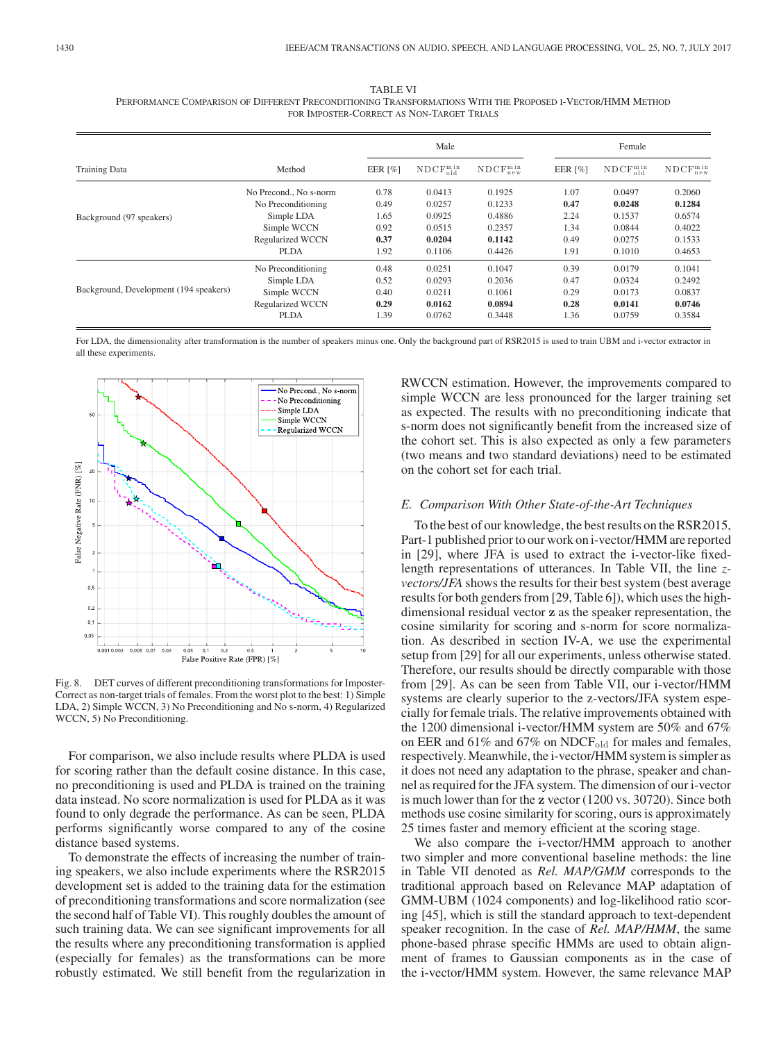TABLE VI
PERFORMANCE COMPARISON OF DIFFERENT PRECONDITIONING TRANSFORMATIONS WITH THE PROPOSED I-VECTOR/HMM METHOD FOR IMPOSTER-CORRECT AS NON-TARGET TRIALS

| Training Data | Method | Male | | | Female | | |
|---|---|---|---|---|---|---|---|
| | | EER [%] | $\mathrm{NDCF}_{\mathrm{old}}^{\mathrm{min}}$ | $\mathrm{NDCF}_{\mathrm{new}}^{\mathrm{min}}$ | EER [%] | $\mathrm{NDCF}_{\mathrm{old}}^{\mathrm{min}}$ | $\mathrm{NDCF}_{\mathrm{new}}^{\mathrm{min}}$ |
| Background (97 speakers) | No Precond., No s-norm | 0.78 | 0.0413 | 0.1925 | 1.07 | 0.0497 | 0.2060 |
| | No Preconditioning | 0.49 | 0.0257 | 0.1233 | **0.47** | **0.0248** | **0.1284** |
| | Simple LDA | 1.65 | 0.0925 | 0.4886 | 2.24 | 0.1537 | 0.6574 |
| | Simple WCCN | 0.92 | 0.0515 | 0.2357 | 1.34 | 0.0844 | 0.4022 |
| | Regularized WCCN | **0.37** | **0.0204** | **0.1142** | 0.49 | 0.0275 | 0.1533 |
| | PLDA | 1.92 | 0.1106 | 0.4426 | 1.91 | 0.1010 | 0.4653 |
| Background, Development (194 speakers) | No Preconditioning | 0.48 | 0.0251 | 0.1047 | 0.39 | 0.0179 | 0.1041 |
| | Simple LDA | 0.52 | 0.0293 | 0.2036 | 0.47 | 0.0324 | 0.2492 |
| | Simple WCCN | 0.40 | 0.0211 | 0.1061 | 0.29 | 0.0173 | 0.0837 |
| | Regularized WCCN | **0.29** | **0.0162** | **0.0894** | **0.28** | **0.0141** | **0.0746** |
| | PLDA | 1.39 | 0.0762 | 0.3448 | 1.36 | 0.0759 | 0.3584 |

For LDA, the dimensionality after transformation is the number of speakers minus one. Only the background part of RSR2015 is used to train UBM and i-vector extractor in all these experiments.

Fig. 8. DET curves of different preconditioning transformations for Imposter-Correct as non-target trials of females. From the worst plot to the best: 1) Simple LDA, 2) Simple WCCN, 3) No Preconditioning and No s-norm, 4) Regularized WCCN, 5) No Preconditioning.

For comparison, we also include results where PLDA is used for scoring rather than the default cosine distance. In this case, no preconditioning is used and PLDA is trained on the training data instead. No score normalization is used for PLDA as it was found to only degrade the performance. As can be seen, PLDA performs significantly worse compared to any of the cosine distance based systems.

To demonstrate the effects of increasing the number of training speakers, we also include experiments where the RSR2015 development set is added to the training data for the estimation of preconditioning transformations and score normalization (see the second half of Table VI). This roughly doubles the amount of such training data. We can see significant improvements for all the results where any preconditioning transformation is applied (especially for females) as the transformations can be more robustly estimated. We still benefit from the regularization in RWCCN estimation. However, the improvements compared to simple WCCN are less pronounced for the larger training set as expected. The results with no preconditioning indicate that s-norm does not significantly benefit from the increased size of the cohort set. This is also expected as only a few parameters (two means and two standard deviations) need to be estimated on the cohort set for each trial.

### *E. Comparison With Other State-of-the-Art Techniques*

To the best of our knowledge, the best results on the RSR2015, Part-1 published prior to our work on i-vector/HMM are reported in [29], where JFA is used to extract the i-vector-like fixed-length representations of utterances. In Table VII, the line *z-vectors/JFA* shows the results for their best system (best average results for both genders from [29, Table 6]), which uses the high-dimensional residual vector **z** as the speaker representation, the cosine similarity for scoring and s-norm for score normalization. As described in section IV-A, we use the experimental setup from [29] for all our experiments, unless otherwise stated. Therefore, our results should be directly comparable with those from [29]. As can be seen from Table VII, our i-vector/HMM systems are clearly superior to the z-vectors/JFA system especially for female trials. The relative improvements obtained with the 1200 dimensional i-vector/HMM system are 50% and 67% on EER and 61% and 67% on $\mathrm{NDCF}_{\mathrm{old}}$ for males and females, respectively. Meanwhile, the i-vector/HMM system is simpler as it does not need any adaptation to the phrase, speaker and channel as required for the JFA system. The dimension of our i-vector is much lower than for the **z** vector (1200 vs. 30720). Since both methods use cosine similarity for scoring, ours is approximately 25 times faster and memory efficient at the scoring stage.

We also compare the i-vector/HMM approach to another two simpler and more conventional baseline methods: the line in Table VII denoted as *Rel. MAP/GMM* corresponds to the traditional approach based on Relevance MAP adaptation of GMM-UBM (1024 components) and log-likelihood ratio scoring [45], which is still the standard approach to text-dependent speaker recognition. In the case of *Rel. MAP/HMM*, the same phone-based phrase specific HMMs are used to obtain alignment of frames to Gaussian components as in the case of the i-vector/HMM system. However, the same relevance MAP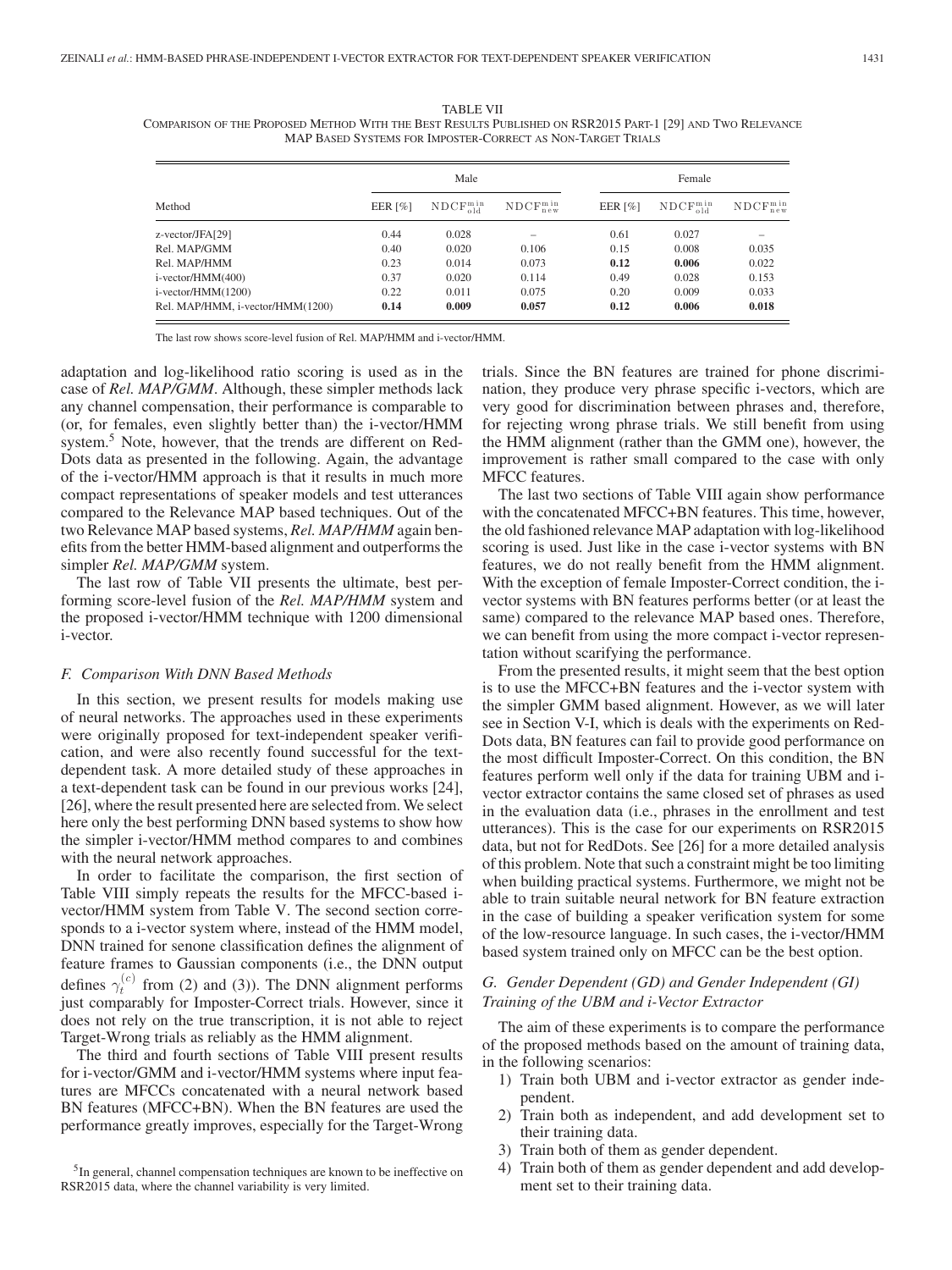TABLE VII
COMPARISON OF THE PROPOSED METHOD WITH THE BEST RESULTS PUBLISHED ON RSR2015 PART-1 [29] AND TWO RELEVANCE MAP BASED SYSTEMS FOR IMPOSTER-CORRECT AS NON-TARGET TRIALS

| Method | Male | | | Female | | |
|---|---|---|---|---|---|---|
| | EER [%] | $\mathrm{NDCF}^{\mathrm{min}}_{\mathrm{old}}$ | $\mathrm{NDCF}^{\mathrm{min}}_{\mathrm{new}}$ | EER [%] | $\mathrm{NDCF}^{\mathrm{min}}_{\mathrm{old}}$ | $\mathrm{NDCF}^{\mathrm{min}}_{\mathrm{new}}$ |
| z-vector/JFA[29] | 0.44 | 0.028 | – | 0.61 | 0.027 | – |
| Rel. MAP/GMM | 0.40 | 0.020 | 0.106 | 0.15 | 0.008 | 0.035 |
| Rel. MAP/HMM | 0.23 | 0.014 | 0.073 | **0.12** | **0.006** | 0.022 |
| i-vector/HMM(400) | 0.37 | 0.020 | 0.114 | 0.49 | 0.028 | 0.153 |
| i-vector/HMM(1200) | 0.22 | 0.011 | 0.075 | 0.20 | 0.009 | 0.033 |
| Rel. MAP/HMM, i-vector/HMM(1200) | **0.14** | **0.009** | **0.057** | **0.12** | **0.006** | **0.018** |

The last row shows score-level fusion of Rel. MAP/HMM and i-vector/HMM.

adaptation and log-likelihood ratio scoring is used as in the case of *Rel. MAP/GMM*. Although, these simpler methods lack any channel compensation, their performance is comparable to (or, for females, even slightly better than) the i-vector/HMM system.[5] Note, however, that the trends are different on RedDots data as presented in the following. Again, the advantage of the i-vector/HMM approach is that it results in much more compact representations of speaker models and test utterances compared to the Relevance MAP based techniques. Out of the two Relevance MAP based systems, *Rel. MAP/HMM* again benefits from the better HMM-based alignment and outperforms the simpler *Rel. MAP/GMM* system.

The last row of Table VII presents the ultimate, best performing score-level fusion of the *Rel. MAP/HMM* system and the proposed i-vector/HMM technique with 1200 dimensional i-vector.

### F. Comparison With DNN Based Methods

In this section, we present results for models making use of neural networks. The approaches used in these experiments were originally proposed for text-independent speaker verification, and were also recently found successful for the text-dependent task. A more detailed study of these approaches in a text-dependent task can be found in our previous works [24], [26], where the result presented here are selected from. We select here only the best performing DNN based systems to show how the simpler i-vector/HMM method compares to and combines with the neural network approaches.

In order to facilitate the comparison, the first section of Table VIII simply repeats the results for the MFCC-based i-vector/HMM system from Table V. The second section corresponds to a i-vector system where, instead of the HMM model, DNN trained for senone classification defines the alignment of feature frames to Gaussian components (i.e., the DNN output defines $\gamma_t^{(c)}$ from (2) and (3)). The DNN alignment performs just comparably for Imposter-Correct trials. However, since it does not rely on the true transcription, it is not able to reject Target-Wrong trials as reliably as the HMM alignment.

The third and fourth sections of Table VIII present results for i-vector/GMM and i-vector/HMM systems where input features are MFCCs concatenated with a neural network based BN features (MFCC+BN). When the BN features are used the performance greatly improves, especially for the Target-Wrong trials. Since the BN features are trained for phone discrimination, they produce very phrase specific i-vectors, which are very good for discrimination between phrases and, therefore, for rejecting wrong phrase trials. We still benefit from using the HMM alignment (rather than the GMM one), however, the improvement is rather small compared to the case with only MFCC features.

The last two sections of Table VIII again show performance with the concatenated MFCC+BN features. This time, however, the old fashioned relevance MAP adaptation with log-likelihood scoring is used. Just like in the case i-vector systems with BN features, we do not really benefit from the HMM alignment. With the exception of female Imposter-Correct condition, the i-vector systems with BN features performs better (or at least the same) compared to the relevance MAP based ones. Therefore, we can benefit from using the more compact i-vector representation without scarifying the performance.

From the presented results, it might seem that the best option is to use the MFCC+BN features and the i-vector system with the simpler GMM based alignment. However, as we will later see in Section V-I, which is deals with the experiments on RedDots data, BN features can fail to provide good performance on the most difficult Imposter-Correct. On this condition, the BN features perform well only if the data for training UBM and i-vector extractor contains the same closed set of phrases as used in the evaluation data (i.e., phrases in the enrollment and test utterances). This is the case for our experiments on RSR2015 data, but not for RedDots. See [26] for a more detailed analysis of this problem. Note that such a constraint might be too limiting when building practical systems. Furthermore, we might not be able to train suitable neural network for BN feature extraction in the case of building a speaker verification system for some of the low-resource language. In such cases, the i-vector/HMM based system trained only on MFCC can be the best option.

### G. Gender Dependent (GD) and Gender Independent (GI) Training of the UBM and i-Vector Extractor

The aim of these experiments is to compare the performance of the proposed methods based on the amount of training data, in the following scenarios:

1) Train both UBM and i-vector extractor as gender independent.
2) Train both as independent, and add development set to their training data.
3) Train both of them as gender dependent.
4) Train both of them as gender dependent and add development set to their training data.

[5] In general, channel compensation techniques are known to be ineffective on RSR2015 data, where the channel variability is very limited.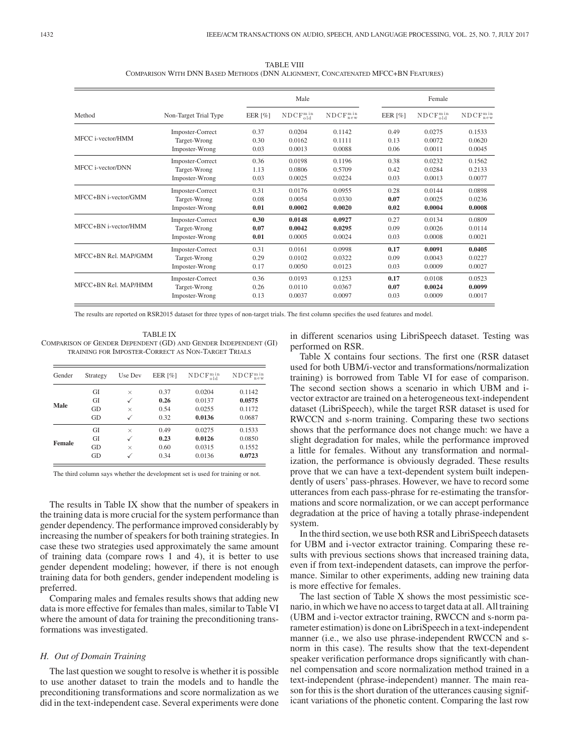TABLE VIII
COMPARISON WITH DNN BASED METHODS (DNN ALIGNMENT, CONCATENATED MFCC+BN FEATURES)

| Method | Non-Target Trial Type | Male | | | Female | | |
|---|---|---|---|---|---|---|---|
| | | EER [%] | $\mathrm{NDCF}_{\mathrm{old}}^{\mathrm{min}}$ | $\mathrm{NDCF}_{\mathrm{new}}^{\mathrm{min}}$ | EER [%] | $\mathrm{NDCF}_{\mathrm{old}}^{\mathrm{min}}$ | $\mathrm{NDCF}_{\mathrm{new}}^{\mathrm{min}}$ |
| MFCC i-vector/HMM | Imposter-Correct | 0.37 | 0.0204 | 0.1142 | 0.49 | 0.0275 | 0.1533 |
| | Target-Wrong | 0.30 | 0.0162 | 0.1111 | 0.13 | 0.0072 | 0.0620 |
| | Imposter-Wrong | 0.03 | 0.0013 | 0.0088 | 0.06 | 0.0011 | 0.0045 |
| MFCC i-vector/DNN | Imposter-Correct | 0.36 | 0.0198 | 0.1196 | 0.38 | 0.0232 | 0.1562 |
| | Target-Wrong | 1.13 | 0.0806 | 0.5709 | 0.42 | 0.0284 | 0.2133 |
| | Imposter-Wrong | 0.03 | 0.0025 | 0.0224 | 0.03 | 0.0013 | 0.0077 |
| MFCC+BN i-vector/GMM | Imposter-Correct | 0.31 | 0.0176 | 0.0955 | 0.28 | 0.0144 | 0.0898 |
| | Target-Wrong | 0.08 | 0.0054 | 0.0330 | **0.07** | 0.0025 | 0.0236 |
| | Imposter-Wrong | **0.01** | **0.0002** | **0.0020** | **0.02** | **0.0004** | **0.0008** |
| MFCC+BN i-vector/HMM | Imposter-Correct | **0.30** | **0.0148** | **0.0927** | 0.27 | 0.0134 | 0.0809 |
| | Target-Wrong | **0.07** | **0.0042** | **0.0295** | 0.09 | 0.0026 | 0.0114 |
| | Imposter-Wrong | **0.01** | 0.0005 | 0.0024 | 0.03 | 0.0008 | 0.0021 |
| MFCC+BN Rel. MAP/GMM | Imposter-Correct | 0.31 | 0.0161 | 0.0998 | **0.17** | **0.0091** | **0.0405** |
| | Target-Wrong | 0.29 | 0.0102 | 0.0322 | 0.09 | 0.0043 | 0.0227 |
| | Imposter-Wrong | 0.17 | 0.0050 | 0.0123 | 0.03 | 0.0009 | 0.0027 |
| MFCC+BN Rel. MAP/HMM | Imposter-Correct | 0.36 | 0.0193 | 0.1253 | **0.17** | 0.0108 | 0.0523 |
| | Target-Wrong | 0.26 | 0.0110 | 0.0367 | **0.07** | **0.0024** | **0.0099** |
| | Imposter-Wrong | 0.13 | 0.0037 | 0.0097 | 0.03 | 0.0009 | 0.0017 |

The results are reported on RSR2015 dataset for three types of non-target trials. The first column specifies the used features and model.

TABLE IX
COMPARISON OF GENDER DEPENDENT (GD) AND GENDER INDEPENDENT (GI) TRAINING FOR IMPOSTER-CORRECT AS NON-TARGET TRIALS

| Gender | Strategy | Use Dev | EER [%] | $\mathrm{NDCF}_{\mathrm{old}}^{\mathrm{min}}$ | $\mathrm{NDCF}_{\mathrm{new}}^{\mathrm{min}}$ |
|---|---|---|---|---|---|
| **Male** | GI | × | 0.37 | 0.0204 | 0.1142 |
| | GI | ✓ | **0.26** | 0.0137 | **0.0575** |
| | GD | × | 0.54 | 0.0255 | 0.1172 |
| | GD | ✓ | 0.32 | **0.0136** | 0.0687 |
| **Female** | GI | × | 0.49 | 0.0275 | 0.1533 |
| | GI | ✓ | **0.23** | **0.0126** | 0.0850 |
| | GD | × | 0.60 | 0.0315 | 0.1552 |
| | GD | ✓ | 0.34 | 0.0136 | **0.0723** |

The third column says whether the development set is used for training or not.

The results in Table IX show that the number of speakers in the training data is more crucial for the system performance than gender dependency. The performance improved considerably by increasing the number of speakers for both training strategies. In case these two strategies used approximately the same amount of training data (compare rows 1 and 4), it is better to use gender dependent modeling; however, if there is not enough training data for both genders, gender independent modeling is preferred.

Comparing males and females results shows that adding new data is more effective for females than males, similar to Table VI where the amount of data for training the preconditioning transformations was investigated.

### H. Out of Domain Training

The last question we sought to resolve is whether it is possible to use another dataset to train the models and to handle the preconditioning transformations and score normalization as we did in the text-independent case. Several experiments were done in different scenarios using LibriSpeech dataset. Testing was performed on RSR.

Table X contains four sections. The first one (RSR dataset used for both UBM/i-vector and transformations/normalization training) is borrowed from Table VI for ease of comparison. The second section shows a scenario in which UBM and i-vector extractor are trained on a heterogeneous text-independent dataset (LibriSpeech), while the target RSR dataset is used for RWCCN and s-norm training. Comparing these two sections shows that the performance does not change much: we have a slight degradation for males, while the performance improved a little for females. Without any transformation and normalization, the performance is obviously degraded. These results prove that we can have a text-dependent system built independently of users' pass-phrases. However, we have to record some utterances from each pass-phrase for re-estimating the transformations and score normalization, or we can accept performance degradation at the price of having a totally phrase-independent system.

In the third section, we use both RSR and LibriSpeech datasets for UBM and i-vector extractor training. Comparing these results with previous sections shows that increased training data, even if from text-independent datasets, can improve the performance. Similar to other experiments, adding new training data is more effective for females.

The last section of Table X shows the most pessimistic scenario, in which we have no access to target data at all. All training (UBM and i-vector extractor training, RWCCN and s-norm parameter estimation) is done on LibriSpeech in a text-independent manner (i.e., we also use phrase-independent RWCCN and s-norm in this case). The results show that the text-dependent speaker verification performance drops significantly with channel compensation and score normalization method trained in a text-independent (phrase-independent) manner. The main reason for this is the short duration of the utterances causing significant variations of the phonetic content. Comparing the last row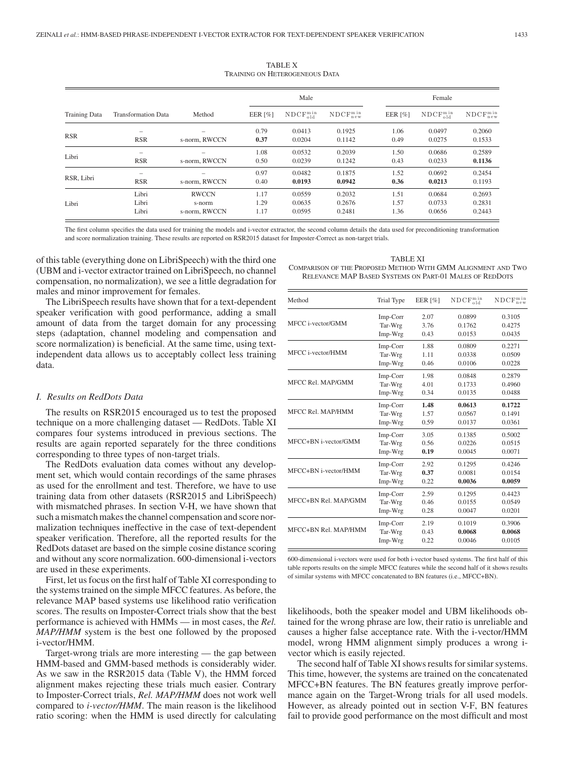TABLE X
TRAINING ON HETEROGENEOUS DATA

| Training Data | Transformation Data | Method | Male | | | Female | | |
|---|---|---|---|---|---|---|---|---|
| | | | EER [%] | $\mathrm{NDCF}_{\mathrm{old}}^{\mathrm{min}}$ | $\mathrm{NDCF}_{\mathrm{new}}^{\mathrm{min}}$ | EER [%] | $\mathrm{NDCF}_{\mathrm{old}}^{\mathrm{min}}$ | $\mathrm{NDCF}_{\mathrm{new}}^{\mathrm{min}}$ |
| RSR | – | – | 0.79 | 0.0413 | 0.1925 | 1.06 | 0.0497 | 0.2060 |
| | RSR | s-norm, RWCCN | **0.37** | 0.0204 | 0.1142 | 0.49 | 0.0275 | 0.1533 |
| Libri | – | – | 1.08 | 0.0532 | 0.2039 | 1.50 | 0.0686 | 0.2589 |
| | RSR | s-norm, RWCCN | 0.50 | 0.0239 | 0.1242 | 0.43 | 0.0233 | **0.1136** |
| RSR, Libri | – | – | 0.97 | 0.0482 | 0.1875 | 1.52 | 0.0692 | 0.2454 |
| | RSR | s-norm, RWCCN | 0.40 | **0.0193** | **0.0942** | **0.36** | **0.0213** | 0.1193 |
| Libri | Libri | RWCCN | 1.17 | 0.0559 | 0.2032 | 1.51 | 0.0684 | 0.2693 |
| | Libri | s-norm | 1.29 | 0.0635 | 0.2676 | 1.57 | 0.0733 | 0.2831 |
| | Libri | s-norm, RWCCN | 1.17 | 0.0595 | 0.2481 | 1.36 | 0.0656 | 0.2443 |

The first column specifies the data used for training the models and i-vector extractor, the second column details the data used for preconditioning transformation and score normalization training. These results are reported on RSR2015 dataset for Imposter-Correct as non-target trials.

of this table (everything done on LibriSpeech) with the third one (UBM and i-vector extractor trained on LibriSpeech, no channel compensation, no normalization), we see a little degradation for males and minor improvement for females.

The LibriSpeech results have shown that for a text-dependent speaker verification with good performance, adding a small amount of data from the target domain for any processing steps (adaptation, channel modeling and compensation and score normalization) is beneficial. At the same time, using text-independent data allows us to acceptably collect less training data.

### *I. Results on RedDots Data*

The results on RSR2015 encouraged us to test the proposed technique on a more challenging dataset — RedDots. Table XI compares four systems introduced in previous sections. The results are again reported separately for the three conditions corresponding to three types of non-target trials.

The RedDots evaluation data comes without any development set, which would contain recordings of the same phrases as used for the enrollment and test. Therefore, we have to use training data from other datasets (RSR2015 and LibriSpeech) with mismatched phrases. In section V-H, we have shown that such a mismatch makes the channel compensation and score normalization techniques ineffective in the case of text-dependent speaker verification. Therefore, all the reported results for the RedDots dataset are based on the simple cosine distance scoring and without any score normalization. 600-dimensional i-vectors are used in these experiments.

First, let us focus on the first half of Table XI corresponding to the systems trained on the simple MFCC features. As before, the relevance MAP based systems use likelihood ratio verification scores. The results on Imposter-Correct trials show that the best performance is achieved with HMMs — in most cases, the *Rel. MAP/HMM* system is the best one followed by the proposed i-vector/HMM.

Target-wrong trials are more interesting — the gap between HMM-based and GMM-based methods is considerably wider. As we saw in the RSR2015 data (Table V), the HMM forced alignment makes rejecting these trials much easier. Contrary to Imposter-Correct trials, *Rel. MAP/HMM* does not work well compared to *i-vector/HMM*. The main reason is the likelihood ratio scoring: when the HMM is used directly for calculating likelihoods, both the speaker model and UBM likelihoods obtained for the wrong phrase are low, their ratio is unreliable and causes a higher false acceptance rate. With the i-vector/HMM model, wrong HMM alignment simply produces a wrong i-vector which is easily rejected.

TABLE XI
COMPARISON OF THE PROPOSED METHOD WITH GMM ALIGNMENT AND TWO RELEVANCE MAP BASED SYSTEMS ON PART-01 MALES OF REDDOTS

| Method | Trial Type | EER [%] | $\mathrm{NDCF}_{\mathrm{old}}^{\mathrm{min}}$ | $\mathrm{NDCF}_{\mathrm{new}}^{\mathrm{min}}$ |
|---|---|---|---|---|
| MFCC i-vector/GMM | Imp-Corr | 2.07 | 0.0899 | 0.3105 |
| | Tar-Wrg | 3.76 | 0.1762 | 0.4275 |
| | Imp-Wrg | 0.43 | 0.0153 | 0.0435 |
| MFCC i-vector/HMM | Imp-Corr | 1.88 | 0.0809 | 0.2271 |
| | Tar-Wrg | 1.11 | 0.0338 | 0.0509 |
| | Imp-Wrg | 0.46 | 0.0106 | 0.0228 |
| MFCC Rel. MAP/GMM | Imp-Corr | 1.98 | 0.0848 | 0.2879 |
| | Tar-Wrg | 4.01 | 0.1733 | 0.4960 |
| | Imp-Wrg | 0.34 | 0.0135 | 0.0488 |
| MFCC Rel. MAP/HMM | Imp-Corr | **1.48** | **0.0613** | **0.1722** |
| | Tar-Wrg | 1.57 | 0.0567 | 0.1491 |
| | Imp-Wrg | 0.59 | 0.0137 | 0.0361 |
| MFCC+BN i-vector/GMM | Imp-Corr | 3.05 | 0.1385 | 0.5002 |
| | Tar-Wrg | 0.56 | 0.0226 | 0.0515 |
| | Imp-Wrg | **0.19** | 0.0045 | 0.0071 |
| MFCC+BN i-vector/HMM | Imp-Corr | 2.92 | 0.1295 | 0.4246 |
| | Tar-Wrg | **0.37** | 0.0081 | 0.0154 |
| | Imp-Wrg | 0.22 | **0.0036** | **0.0059** |
| MFCC+BN Rel. MAP/GMM | Imp-Corr | 2.59 | 0.1295 | 0.4423 |
| | Tar-Wrg | 0.46 | 0.0155 | 0.0549 |
| | Imp-Wrg | 0.28 | 0.0047 | 0.0201 |
| MFCC+BN Rel. MAP/HMM | Imp-Corr | 2.19 | 0.1019 | 0.3906 |
| | Tar-Wrg | 0.43 | **0.0068** | **0.0068** |
| | Imp-Wrg | 0.22 | 0.0046 | 0.0105 |

600-dimensional i-vectors were used for both i-vector based systems. The first half of this table reports results on the simple MFCC features while the second half of it shows results of similar systems with MFCC concatenated to BN features (i.e., MFCC+BN).

The second half of Table XI shows results for similar systems. This time, however, the systems are trained on the concatenated MFCC+BN features. The BN features greatly improve performance again on the Target-Wrong trials for all used models. However, as already pointed out in section V-F, BN features fail to provide good performance on the most difficult and most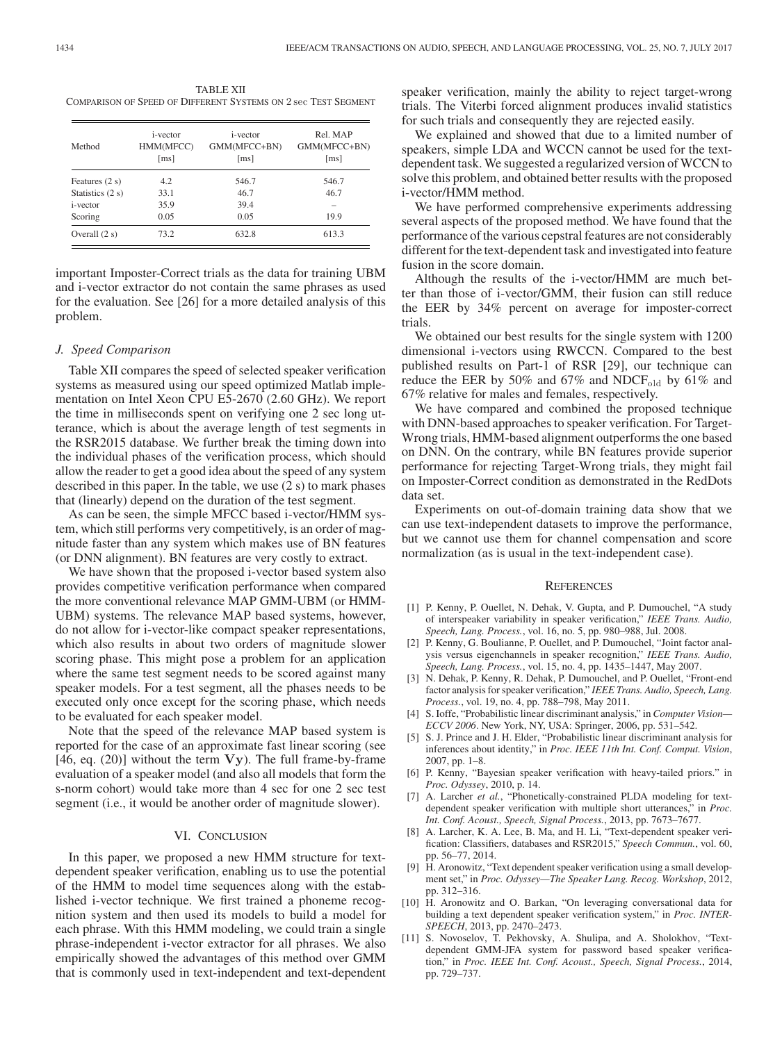TABLE XII
COMPARISON OF SPEED OF DIFFERENT SYSTEMS ON 2 sec TEST SEGMENT

| Method | i-vector HMM(MFCC) [ms] | i-vector GMM(MFCC+BN) [ms] | Rel. MAP GMM(MFCC+BN) [ms] |
|---|---|---|---|
| Features (2 s) | 4.2 | 546.7 | 546.7 |
| Statistics (2 s) | 33.1 | 46.7 | 46.7 |
| i-vector | 35.9 | 39.4 | – |
| Scoring | 0.05 | 0.05 | 19.9 |
| Overall (2 s) | 73.2 | 632.8 | 613.3 |

important Imposter-Correct trials as the data for training UBM and i-vector extractor do not contain the same phrases as used for the evaluation. See [26] for a more detailed analysis of this problem.

### J. Speed Comparison

Table XII compares the speed of selected speaker verification systems as measured using our speed optimized Matlab implementation on Intel Xeon CPU E5-2670 (2.60 GHz). We report the time in milliseconds spent on verifying one 2 sec long utterance, which is about the average length of test segments in the RSR2015 database. We further break the timing down into the individual phases of the verification process, which should allow the reader to get a good idea about the speed of any system described in this paper. In the table, we use (2 s) to mark phases that (linearly) depend on the duration of the test segment.

As can be seen, the simple MFCC based i-vector/HMM system, which still performs very competitively, is an order of magnitude faster than any system which makes use of BN features (or DNN alignment). BN features are very costly to extract.

We have shown that the proposed i-vector based system also provides competitive verification performance when compared the more conventional relevance MAP GMM-UBM (or HMM-UBM) systems. The relevance MAP based systems, however, do not allow for i-vector-like compact speaker representations, which also results in about two orders of magnitude slower scoring phase. This might pose a problem for an application where the same test segment needs to be scored against many speaker models. For a test segment, all the phases needs to be executed only once except for the scoring phase, which needs to be evaluated for each speaker model.

Note that the speed of the relevance MAP based system is reported for the case of an approximate fast linear scoring (see [46, eq. (20)] without the term $\mathbf{Vy}$). The full frame-by-frame evaluation of a speaker model (and also all models that form the s-norm cohort) would take more than 4 sec for one 2 sec test segment (i.e., it would be another order of magnitude slower).

## VI. Conclusion

In this paper, we proposed a new HMM structure for text-dependent speaker verification, enabling us to use the potential of the HMM to model time sequences along with the established i-vector technique. We first trained a phoneme recognition system and then used its models to build a model for each phrase. With this HMM modeling, we could train a single phrase-independent i-vector extractor for all phrases. We also empirically showed the advantages of this method over GMM that is commonly used in text-independent and text-dependent speaker verification, mainly the ability to reject target-wrong trials. The Viterbi forced alignment produces invalid statistics for such trials and consequently they are rejected easily.

We explained and showed that due to a limited number of speakers, simple LDA and WCCN cannot be used for the text-dependent task. We suggested a regularized version of WCCN to solve this problem, and obtained better results with the proposed i-vector/HMM method.

We have performed comprehensive experiments addressing several aspects of the proposed method. We have found that the performance of the various cepstral features are not considerably different for the text-dependent task and investigated into feature fusion in the score domain.

Although the results of the i-vector/HMM are much better than those of i-vector/GMM, their fusion can still reduce the EER by 34% percent on average for imposter-correct trials.

We obtained our best results for the single system with 1200 dimensional i-vectors using RWCCN. Compared to the best published results on Part-1 of RSR [29], our technique can reduce the EER by 50% and 67% and $\text{NDCF}_{\text{old}}$ by 61% and 67% relative for males and females, respectively.

We have compared and combined the proposed technique with DNN-based approaches to speaker verification. For Target-Wrong trials, HMM-based alignment outperforms the one based on DNN. On the contrary, while BN features provide superior performance for rejecting Target-Wrong trials, they might fail on Imposter-Correct condition as demonstrated in the RedDots data set.

Experiments on out-of-domain training data show that we can use text-independent datasets to improve the performance, but we cannot use them for channel compensation and score normalization (as is usual in the text-independent case).

## References

[1] P. Kenny, P. Ouellet, N. Dehak, V. Gupta, and P. Dumouchel, "A study of interspeaker variability in speaker verification," *IEEE Trans. Audio, Speech, Lang. Process.*, vol. 16, no. 5, pp. 980–988, Jul. 2008.

[2] P. Kenny, G. Boulianne, P. Ouellet, and P. Dumouchel, "Joint factor analysis versus eigenchannels in speaker recognition," *IEEE Trans. Audio, Speech, Lang. Process.*, vol. 15, no. 4, pp. 1435–1447, May 2007.

[3] N. Dehak, P. Kenny, R. Dehak, P. Dumouchel, and P. Ouellet, "Front-end factor analysis for speaker verification," *IEEE Trans. Audio, Speech, Lang. Process.*, vol. 19, no. 4, pp. 788–798, May 2011.

[4] S. Ioffe, "Probabilistic linear discriminant analysis," in *Computer Vision—ECCV 2006*. New York, NY, USA: Springer, 2006, pp. 531–542.

[5] S. J. Prince and J. H. Elder, "Probabilistic linear discriminant analysis for inferences about identity," in *Proc. IEEE 11th Int. Conf. Comput. Vision*, 2007, pp. 1–8.

[6] P. Kenny, "Bayesian speaker verification with heavy-tailed priors." in *Proc. Odyssey*, 2010, p. 14.

[7] A. Larcher *et al.*, "Phonetically-constrained PLDA modeling for text-dependent speaker verification with multiple short utterances," in *Proc. Int. Conf. Acoust., Speech, Signal Process.*, 2013, pp. 7673–7677.

[8] A. Larcher, K. A. Lee, B. Ma, and H. Li, "Text-dependent speaker verification: Classifiers, databases and RSR2015," *Speech Commun.*, vol. 60, pp. 56–77, 2014.

[9] H. Aronowitz, "Text dependent speaker verification using a small development set," in *Proc. Odyssey—The Speaker Lang. Recog. Workshop*, 2012, pp. 312–316.

[10] H. Aronowitz and O. Barkan, "On leveraging conversational data for building a text dependent speaker verification system," in *Proc. INTERSPEECH*, 2013, pp. 2470–2473.

[11] S. Novoselov, T. Pekhovsky, A. Shulipa, and A. Sholokhov, "Text-dependent GMM-JFA system for password based speaker verification," in *Proc. IEEE Int. Conf. Acoust., Speech, Signal Process.*, 2014, pp. 729–737.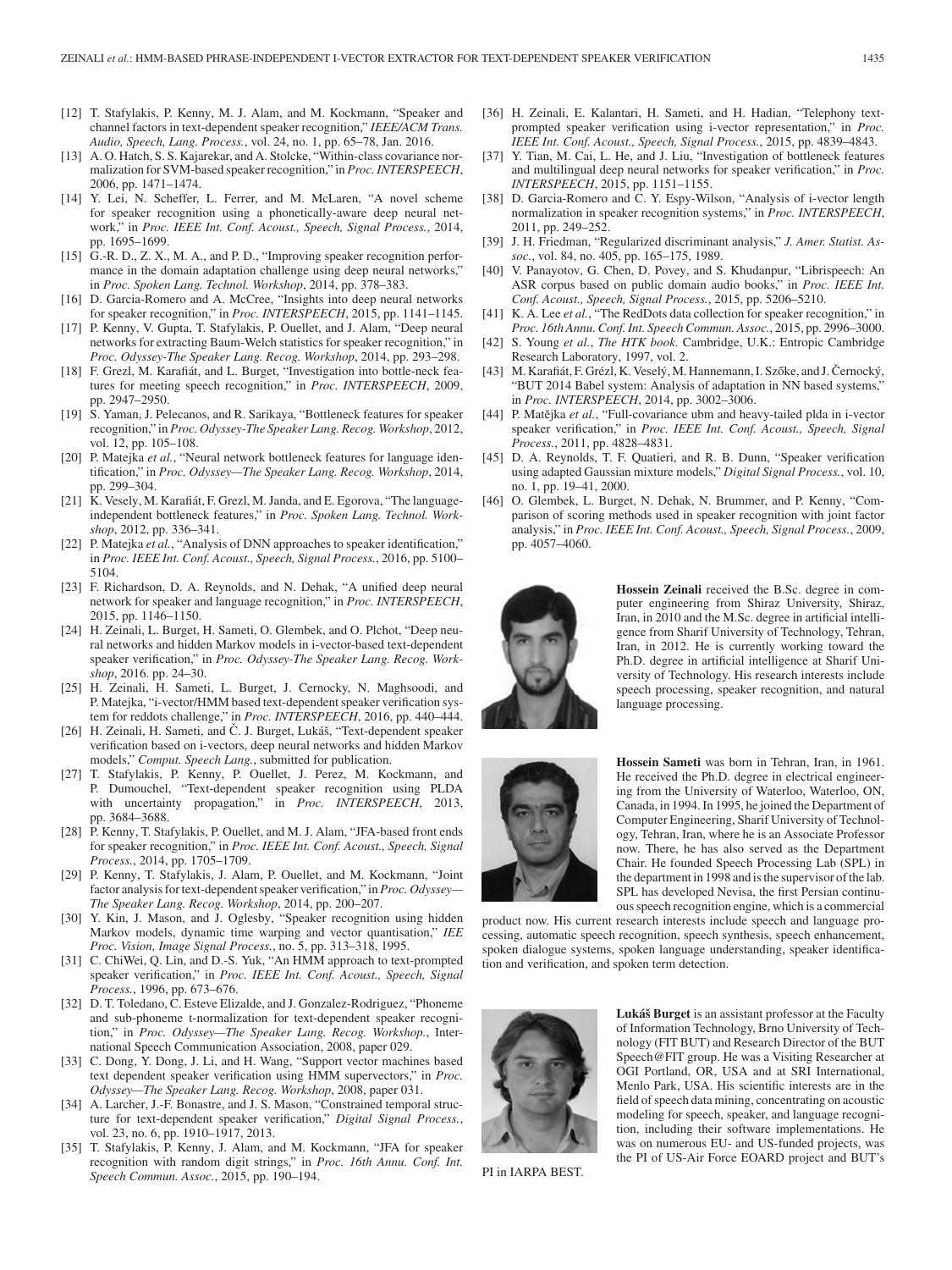[12] T. Stafylakis, P. Kenny, M. J. Alam, and M. Kockmann, "Speaker and channel factors in text-dependent speaker recognition," *IEEE/ACM Trans. Audio, Speech, Lang. Process.*, vol. 24, no. 1, pp. 65–78, Jan. 2016.

[13] A. O. Hatch, S. S. Kajarekar, and A. Stolcke, "Within-class covariance normalization for SVM-based speaker recognition," in *Proc. INTERSPEECH*, 2006, pp. 1471–1474.

[14] Y. Lei, N. Scheffer, L. Ferrer, and M. McLaren, "A novel scheme for speaker recognition using a phonetically-aware deep neural network," in *Proc. IEEE Int. Conf. Acoust., Speech, Signal Process.*, 2014, pp. 1695–1699.

[15] G.-R. D., Z. X., M. A., and P. D., "Improving speaker recognition performance in the domain adaptation challenge using deep neural networks," in *Proc. Spoken Lang. Technol. Workshop*, 2014, pp. 378–383.

[16] D. Garcia-Romero and A. McCree, "Insights into deep neural networks for speaker recognition," in *Proc. INTERSPEECH*, 2015, pp. 1141–1145.

[17] P. Kenny, V. Gupta, T. Stafylakis, P. Ouellet, and J. Alam, "Deep neural networks for extracting Baum-Welch statistics for speaker recognition," in *Proc. Odyssey-The Speaker Lang. Recog. Workshop*, 2014, pp. 293–298.

[18] F. Grezl, M. Karafiát, and L. Burget, "Investigation into bottle-neck features for meeting speech recognition," in *Proc. INTERSPEECH*, 2009, pp. 2947–2950.

[19] S. Yaman, J. Pelecanos, and R. Sarikaya, "Bottleneck features for speaker recognition," in *Proc. Odyssey-The Speaker Lang. Recog. Workshop*, 2012, vol. 12, pp. 105–108.

[20] P. Matejka *et al.*, "Neural network bottleneck features for language identification," in *Proc. Odyssey—The Speaker Lang. Recog. Workshop*, 2014, pp. 299–304.

[21] K. Vesely, M. Karafiát, F. Grezl, M. Janda, and E. Egorova, "The language-independent bottleneck features," in *Proc. Spoken Lang. Technol. Workshop*, 2012, pp. 336–341.

[22] P. Matejka *et al.*, "Analysis of DNN approaches to speaker identification," in *Proc. IEEE Int. Conf. Acoust., Speech, Signal Process.*, 2016, pp. 5100–5104.

[23] F. Richardson, D. A. Reynolds, and N. Dehak, "A unified deep neural network for speaker and language recognition," in *Proc. INTERSPEECH*, 2015, pp. 1146–1150.

[24] H. Zeinali, L. Burget, H. Sameti, O. Glembek, and O. Plchot, "Deep neural networks and hidden Markov models in i-vector-based text-dependent speaker verification," in *Proc. Odyssey-The Speaker Lang. Recog. Workshop*, 2016. pp. 24–30.

[25] H. Zeinali, H. Sameti, L. Burget, J. Cernocky, N. Maghsoodi, and P. Matejka, "i-vector/HMM based text-dependent speaker verification system for reddots challenge," in *Proc. INTERSPEECH*, 2016, pp. 440–444.

[26] H. Zeinali, H. Sameti, and Č. J. Burget, Lukáš, "Text-dependent speaker verification based on i-vectors, deep neural networks and hidden Markov models," *Comput. Speech Lang.*, submitted for publication.

[27] T. Stafylakis, P. Kenny, P. Ouellet, J. Perez, M. Kockmann, and P. Dumouchel, "Text-dependent speaker recognition using PLDA with uncertainty propagation," in *Proc. INTERSPEECH*, 2013, pp. 3684–3688.

[28] P. Kenny, T. Stafylakis, P. Ouellet, and M. J. Alam, "JFA-based front ends for speaker recognition," in *Proc. IEEE Int. Conf. Acoust., Speech, Signal Process.*, 2014, pp. 1705–1709.

[29] P. Kenny, T. Stafylakis, J. Alam, P. Ouellet, and M. Kockmann, "Joint factor analysis for text-dependent speaker verification," in *Proc. Odyssey—The Speaker Lang. Recog. Workshop*, 2014, pp. 200–207.

[30] Y. Kin, J. Mason, and J. Oglesby, "Speaker recognition using hidden Markov models, dynamic time warping and vector quantisation," *IEE Proc. Vision, Image Signal Process.*, no. 5, pp. 313–318, 1995.

[31] C. ChiWei, Q. Lin, and D.-S. Yuk, "An HMM approach to text-prompted speaker verification," in *Proc. IEEE Int. Conf. Acoust., Speech, Signal Process.*, 1996, pp. 673–676.

[32] D. T. Toledano, C. Esteve Elizalde, and J. Gonzalez-Rodriguez, "Phoneme and sub-phoneme t-normalization for text-dependent speaker recognition," in *Proc. Odyssey—The Speaker Lang. Recog. Workshop.*, International Speech Communication Association, 2008, paper 029.

[33] C. Dong, Y. Dong, J. Li, and H. Wang, "Support vector machines based text dependent speaker verification using HMM supervectors," in *Proc. Odyssey—The Speaker Lang. Recog. Workshop*, 2008, paper 031.

[34] A. Larcher, J.-F. Bonastre, and J. S. Mason, "Constrained temporal structure for text-dependent speaker verification," *Digital Signal Process.*, vol. 23, no. 6, pp. 1910–1917, 2013.

[35] T. Stafylakis, P. Kenny, J. Alam, and M. Kockmann, "JFA for speaker recognition with random digit strings," in *Proc. 16th Annu. Conf. Int. Speech Commun. Assoc.*, 2015, pp. 190–194.

[36] H. Zeinali, E. Kalantari, H. Sameti, and H. Hadian, "Telephony text-prompted speaker verification using i-vector representation," in *Proc. IEEE Int. Conf. Acoust., Speech, Signal Process.*, 2015, pp. 4839–4843.

[37] Y. Tian, M. Cai, L. He, and J. Liu, "Investigation of bottleneck features and multilingual deep neural networks for speaker verification," in *Proc. INTERSPEECH*, 2015, pp. 1151–1155.

[38] D. Garcia-Romero and C. Y. Espy-Wilson, "Analysis of i-vector length normalization in speaker recognition systems," in *Proc. INTERSPEECH*, 2011, pp. 249–252.

[39] J. H. Friedman, "Regularized discriminant analysis," *J. Amer. Statist. Assoc.*, vol. 84, no. 405, pp. 165–175, 1989.

[40] V. Panayotov, G. Chen, D. Povey, and S. Khudanpur, "Librispeech: An ASR corpus based on public domain audio books," in *Proc. IEEE Int. Conf. Acoust., Speech, Signal Process.*, 2015, pp. 5206–5210.

[41] K. A. Lee *et al.*, "The RedDots data collection for speaker recognition," in *Proc. 16th Annu. Conf. Int. Speech Commun. Assoc.*, 2015, pp. 2996–3000.

[42] S. Young *et al.*, *The HTK book*. Cambridge, U.K.: Entropic Cambridge Research Laboratory, 1997, vol. 2.

[43] M. Karafiát, F. Grézl, K. Veselý, M. Hannemann, I. Szőke, and J. Černocký, "BUT 2014 Babel system: Analysis of adaptation in NN based systems," in *Proc. INTERSPEECH*, 2014, pp. 3002–3006.

[44] P. Matějka *et al.*, "Full-covariance ubm and heavy-tailed plda in i-vector speaker verification," in *Proc. IEEE Int. Conf. Acoust., Speech, Signal Process.*, 2011, pp. 4828–4831.

[45] D. A. Reynolds, T. F. Quatieri, and R. B. Dunn, "Speaker verification using adapted Gaussian mixture models," *Digital Signal Process.*, vol. 10, no. 1, pp. 19–41, 2000.

[46] O. Glembek, L. Burget, N. Dehak, N. Brummer, and P. Kenny, "Comparison of scoring methods used in speaker recognition with joint factor analysis," in *Proc. IEEE Int. Conf. Acoust., Speech, Signal Process.*, 2009, pp. 4057–4060.

**Hossein Zeinali** received the B.Sc. degree in computer engineering from Shiraz University, Shiraz, Iran, in 2010 and the M.Sc. degree in artificial intelligence from Sharif University of Technology, Tehran, Iran, in 2012. He is currently working toward the Ph.D. degree in artificial intelligence at Sharif University of Technology. His research interests include speech processing, speaker recognition, and natural language processing.

**Hossein Sameti** was born in Tehran, Iran, in 1961. He received the Ph.D. degree in electrical engineering from the University of Waterloo, Waterloo, ON, Canada, in 1994. In 1995, he joined the Department of Computer Engineering, Sharif University of Technology, Tehran, Iran, where he is an Associate Professor now. There, he has also served as the Department Chair. He founded Speech Processing Lab (SPL) in the department in 1998 and is the supervisor of the lab. SPL has developed Nevisa, the first Persian continuous speech recognition engine, which is a commercial product now. His current research interests include speech and language processing, automatic speech recognition, speech synthesis, speech enhancement, spoken dialogue systems, spoken language understanding, speaker identification and verification, and spoken term detection.

**Lukáš Burget** is an assistant professor at the Faculty of Information Technology, Brno University of Technology (FIT BUT) and Research Director of the BUT Speech@FIT group. He was a Visiting Researcher at OGI Portland, OR, USA and at SRI International, Menlo Park, USA. His scientific interests are in the field of speech data mining, concentrating on acoustic modeling for speech, speaker, and language recognition, including their software implementations. He was on numerous EU- and US-funded projects, was the PI of US-Air Force EOARD project and BUT's PI in IARPA BEST.